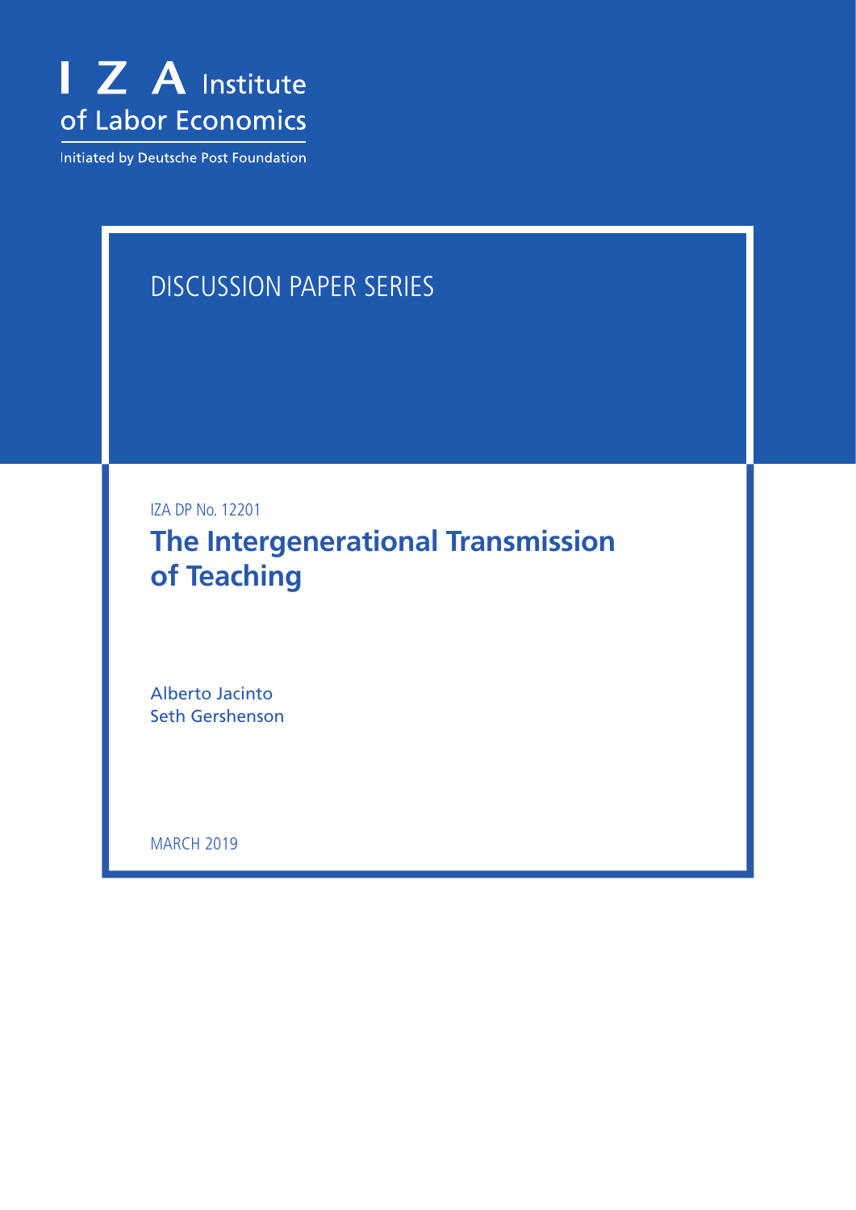I Z A Institute of Labor Economics

Initiated by Deutsche Post Foundation

DISCUSSION PAPER SERIES

IZA DP No. 12201

# The Intergenerational Transmission of Teaching

Alberto Jacinto
Seth Gershenson

MARCH 2019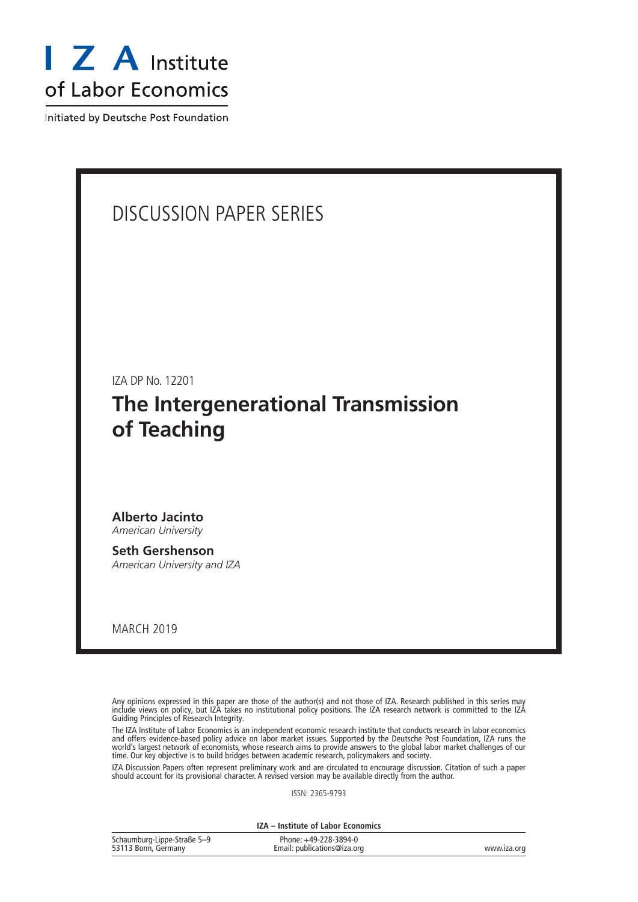I Z A Institute of Labor Economics

Initiated by Deutsche Post Foundation

# DISCUSSION PAPER SERIES

IZA DP No. 12201

## The Intergenerational Transmission of Teaching

**Alberto Jacinto**
*American University*

**Seth Gershenson**
*American University and IZA*

MARCH 2019

Any opinions expressed in this paper are those of the author(s) and not those of IZA. Research published in this series may include views on policy, but IZA takes no institutional policy positions. The IZA research network is committed to the IZA Guiding Principles of Research Integrity.

The IZA Institute of Labor Economics is an independent economic research institute that conducts research in labor economics and offers evidence-based policy advice on labor market issues. Supported by the Deutsche Post Foundation, IZA runs the world's largest network of economists, whose research aims to provide answers to the global labor market challenges of our time. Our key objective is to build bridges between academic research, policymakers and society.

IZA Discussion Papers often represent preliminary work and are circulated to encourage discussion. Citation of such a paper should account for its provisional character. A revised version may be available directly from the author.

ISSN: 2365-9793

**IZA – Institute of Labor Economics**

| | | |
|---|---|---|
| Schaumburg-Lippe-Straße 5–9<br>53113 Bonn, Germany | Phone: +49-228-3894-0<br>Email: publications@iza.org | www.iza.org |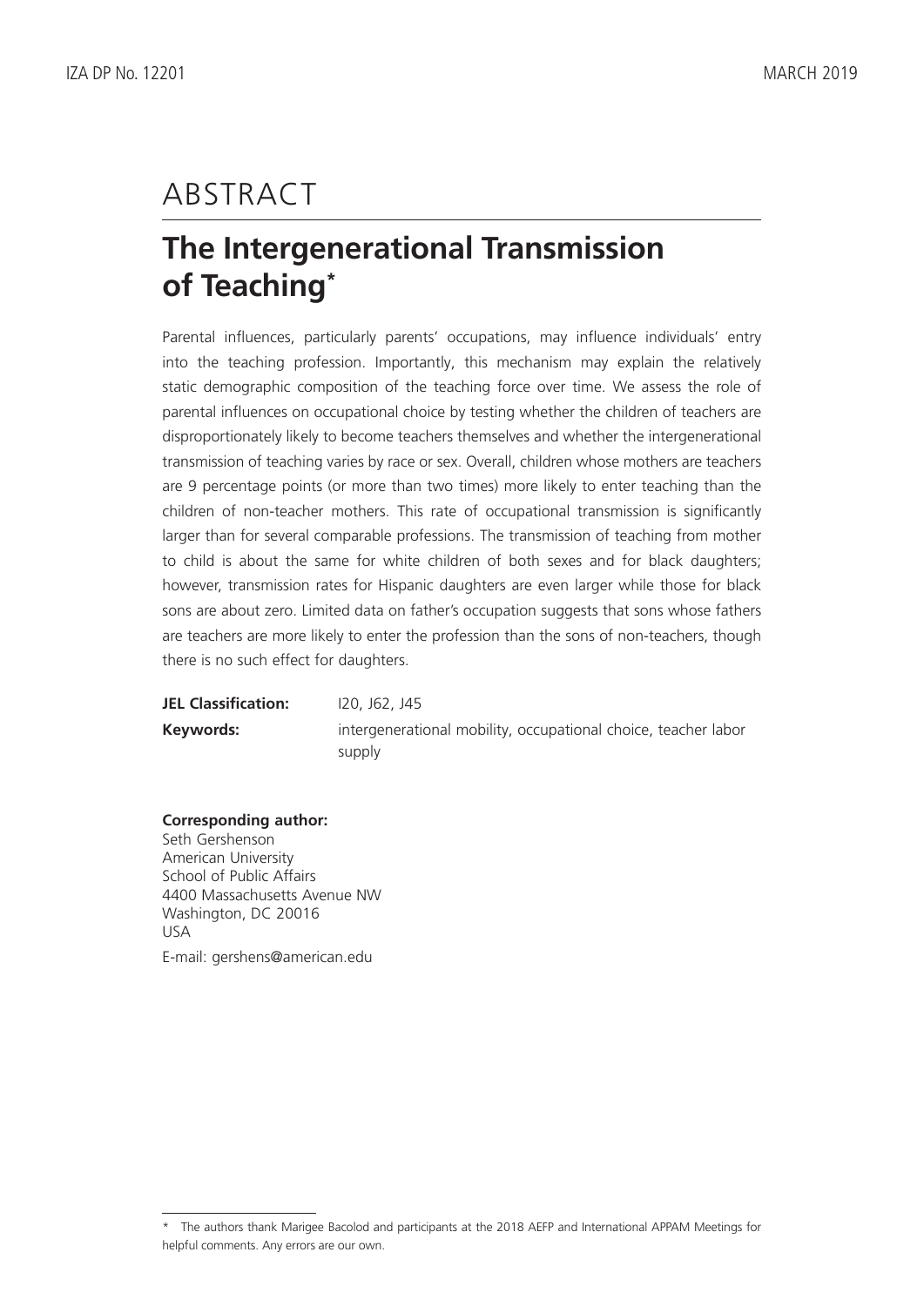# ABSTRACT

## The Intergenerational Transmission of Teaching*

Parental influences, particularly parents' occupations, may influence individuals' entry into the teaching profession. Importantly, this mechanism may explain the relatively static demographic composition of the teaching force over time. We assess the role of parental influences on occupational choice by testing whether the children of teachers are disproportionately likely to become teachers themselves and whether the intergenerational transmission of teaching varies by race or sex. Overall, children whose mothers are teachers are 9 percentage points (or more than two times) more likely to enter teaching than the children of non-teacher mothers. This rate of occupational transmission is significantly larger than for several comparable professions. The transmission of teaching from mother to child is about the same for white children of both sexes and for black daughters; however, transmission rates for Hispanic daughters are even larger while those for black sons are about zero. Limited data on father's occupation suggests that sons whose fathers are teachers are more likely to enter the profession than the sons of non-teachers, though there is no such effect for daughters.

| | |
|---|---|
| **JEL Classification:** | I20, J62, J45 |
| **Keywords:** | intergenerational mobility, occupational choice, teacher labor supply |

**Corresponding author:**
Seth Gershenson
American University
School of Public Affairs
4400 Massachusetts Avenue NW
Washington, DC 20016
USA

E-mail: gershens@american.edu

* The authors thank Marigee Bacolod and participants at the 2018 AEFP and International APPAM Meetings for helpful comments. Any errors are our own.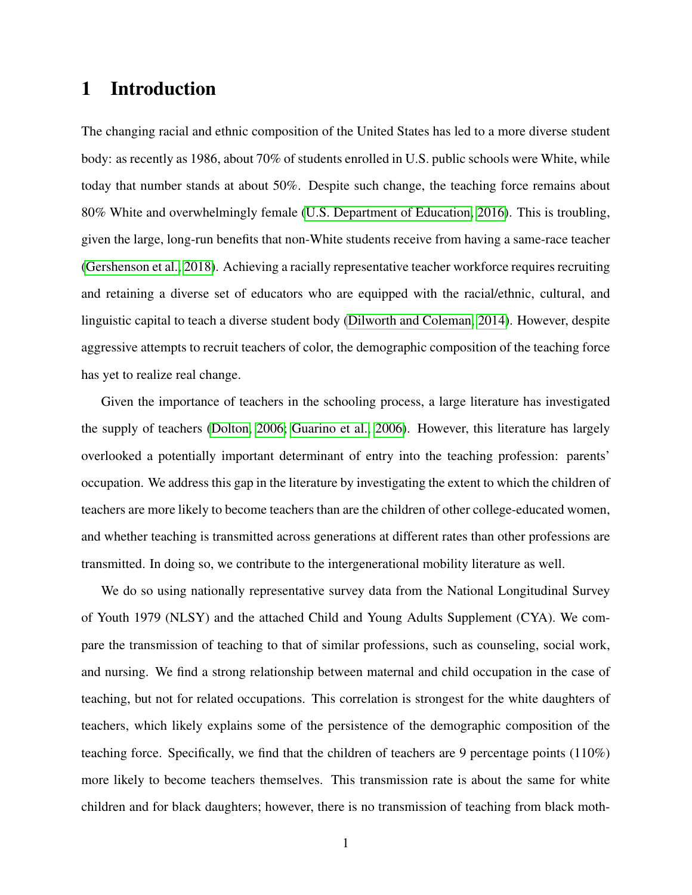# 1 Introduction

The changing racial and ethnic composition of the United States has led to a more diverse student body: as recently as 1986, about 70% of students enrolled in U.S. public schools were White, while today that number stands at about 50%. Despite such change, the teaching force remains about 80% White and overwhelmingly female (U.S. Department of Education, 2016). This is troubling, given the large, long-run benefits that non-White students receive from having a same-race teacher (Gershenson et al., 2018). Achieving a racially representative teacher workforce requires recruiting and retaining a diverse set of educators who are equipped with the racial/ethnic, cultural, and linguistic capital to teach a diverse student body (Dilworth and Coleman, 2014). However, despite aggressive attempts to recruit teachers of color, the demographic composition of the teaching force has yet to realize real change.

Given the importance of teachers in the schooling process, a large literature has investigated the supply of teachers (Dolton, 2006; Guarino et al., 2006). However, this literature has largely overlooked a potentially important determinant of entry into the teaching profession: parents' occupation. We address this gap in the literature by investigating the extent to which the children of teachers are more likely to become teachers than are the children of other college-educated women, and whether teaching is transmitted across generations at different rates than other professions are transmitted. In doing so, we contribute to the intergenerational mobility literature as well.

We do so using nationally representative survey data from the National Longitudinal Survey of Youth 1979 (NLSY) and the attached Child and Young Adults Supplement (CYA). We compare the transmission of teaching to that of similar professions, such as counseling, social work, and nursing. We find a strong relationship between maternal and child occupation in the case of teaching, but not for related occupations. This correlation is strongest for the white daughters of teachers, which likely explains some of the persistence of the demographic composition of the teaching force. Specifically, we find that the children of teachers are 9 percentage points (110%) more likely to become teachers themselves. This transmission rate is about the same for white children and for black daughters; however, there is no transmission of teaching from black moth-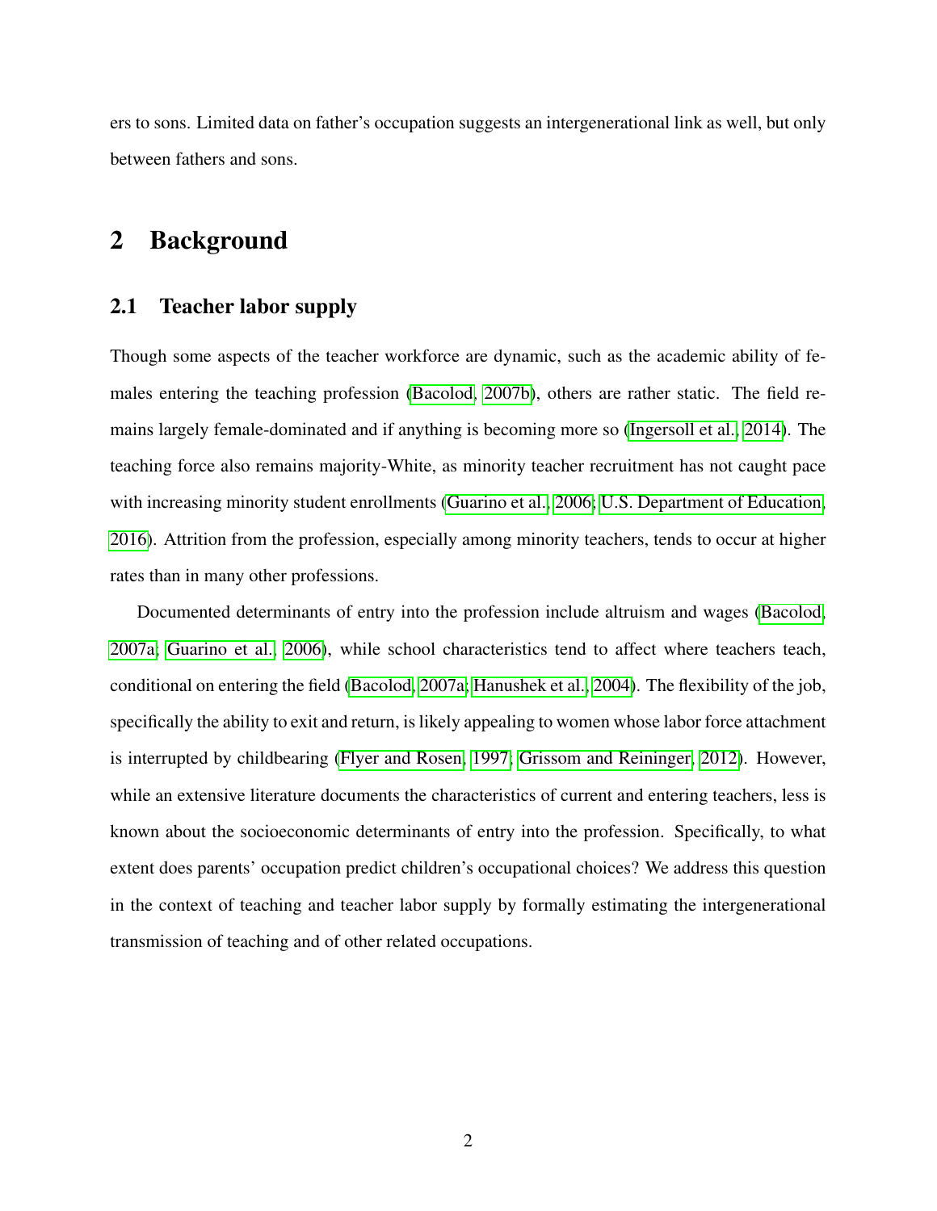ers to sons. Limited data on father's occupation suggests an intergenerational link as well, but only between fathers and sons.

# 2 Background

## 2.1 Teacher labor supply

Though some aspects of the teacher workforce are dynamic, such as the academic ability of females entering the teaching profession (Bacolod, 2007b), others are rather static. The field remains largely female-dominated and if anything is becoming more so (Ingersoll et al., 2014). The teaching force also remains majority-White, as minority teacher recruitment has not caught pace with increasing minority student enrollments (Guarino et al., 2006; U.S. Department of Education, 2016). Attrition from the profession, especially among minority teachers, tends to occur at higher rates than in many other professions.

Documented determinants of entry into the profession include altruism and wages (Bacolod, 2007a; Guarino et al., 2006), while school characteristics tend to affect where teachers teach, conditional on entering the field (Bacolod, 2007a; Hanushek et al., 2004). The flexibility of the job, specifically the ability to exit and return, is likely appealing to women whose labor force attachment is interrupted by childbearing (Flyer and Rosen, 1997; Grissom and Reininger, 2012). However, while an extensive literature documents the characteristics of current and entering teachers, less is known about the socioeconomic determinants of entry into the profession. Specifically, to what extent does parents' occupation predict children's occupational choices? We address this question in the context of teaching and teacher labor supply by formally estimating the intergenerational transmission of teaching and of other related occupations.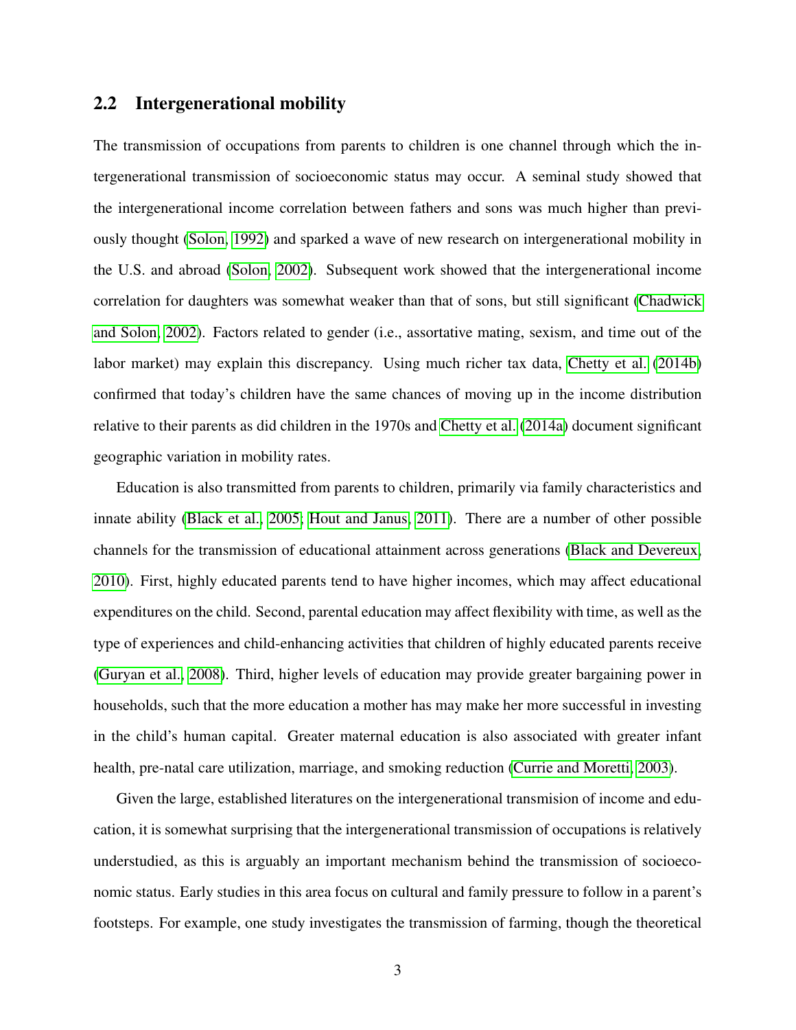## 2.2 Intergenerational mobility

The transmission of occupations from parents to children is one channel through which the intergenerational transmission of socioeconomic status may occur. A seminal study showed that the intergenerational income correlation between fathers and sons was much higher than previously thought (Solon, 1992) and sparked a wave of new research on intergenerational mobility in the U.S. and abroad (Solon, 2002). Subsequent work showed that the intergenerational income correlation for daughters was somewhat weaker than that of sons, but still significant (Chadwick and Solon, 2002). Factors related to gender (i.e., assortative mating, sexism, and time out of the labor market) may explain this discrepancy. Using much richer tax data, Chetty et al. (2014b) confirmed that today's children have the same chances of moving up in the income distribution relative to their parents as did children in the 1970s and Chetty et al. (2014a) document significant geographic variation in mobility rates.

Education is also transmitted from parents to children, primarily via family characteristics and innate ability (Black et al., 2005; Hout and Janus, 2011). There are a number of other possible channels for the transmission of educational attainment across generations (Black and Devereux, 2010). First, highly educated parents tend to have higher incomes, which may affect educational expenditures on the child. Second, parental education may affect flexibility with time, as well as the type of experiences and child-enhancing activities that children of highly educated parents receive (Guryan et al., 2008). Third, higher levels of education may provide greater bargaining power in households, such that the more education a mother has may make her more successful in investing in the child's human capital. Greater maternal education is also associated with greater infant health, pre-natal care utilization, marriage, and smoking reduction (Currie and Moretti, 2003).

Given the large, established literatures on the intergenerational transmission of income and education, it is somewhat surprising that the intergenerational transmission of occupations is relatively understudied, as this is arguably an important mechanism behind the transmission of socioeconomic status. Early studies in this area focus on cultural and family pressure to follow in a parent's footsteps. For example, one study investigates the transmission of farming, though the theoretical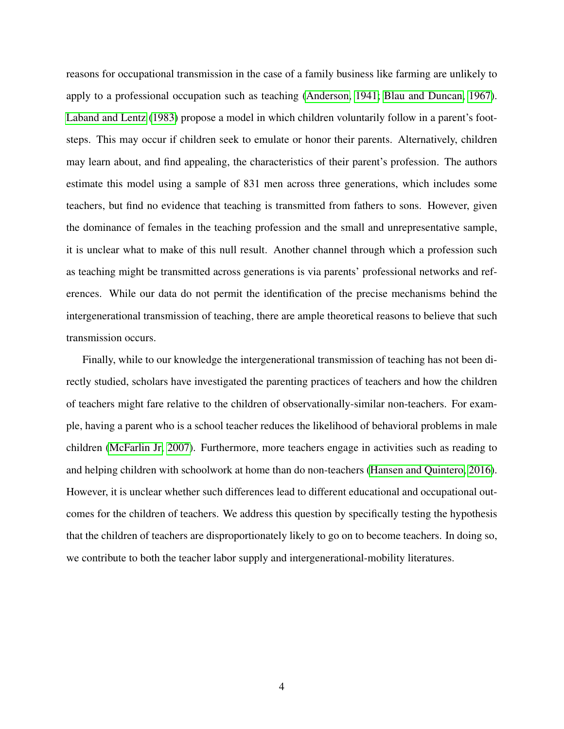reasons for occupational transmission in the case of a family business like farming are unlikely to apply to a professional occupation such as teaching (Anderson, 1941; Blau and Duncan, 1967). Laband and Lentz (1983) propose a model in which children voluntarily follow in a parent's footsteps. This may occur if children seek to emulate or honor their parents. Alternatively, children may learn about, and find appealing, the characteristics of their parent's profession. The authors estimate this model using a sample of 831 men across three generations, which includes some teachers, but find no evidence that teaching is transmitted from fathers to sons. However, given the dominance of females in the teaching profession and the small and unrepresentative sample, it is unclear what to make of this null result. Another channel through which a profession such as teaching might be transmitted across generations is via parents' professional networks and references. While our data do not permit the identification of the precise mechanisms behind the intergenerational transmission of teaching, there are ample theoretical reasons to believe that such transmission occurs.

Finally, while to our knowledge the intergenerational transmission of teaching has not been directly studied, scholars have investigated the parenting practices of teachers and how the children of teachers might fare relative to the children of observationally-similar non-teachers. For example, having a parent who is a school teacher reduces the likelihood of behavioral problems in male children (McFarlin Jr, 2007). Furthermore, more teachers engage in activities such as reading to and helping children with schoolwork at home than do non-teachers (Hansen and Quintero, 2016). However, it is unclear whether such differences lead to different educational and occupational outcomes for the children of teachers. We address this question by specifically testing the hypothesis that the children of teachers are disproportionately likely to go on to become teachers. In doing so, we contribute to both the teacher labor supply and intergenerational-mobility literatures.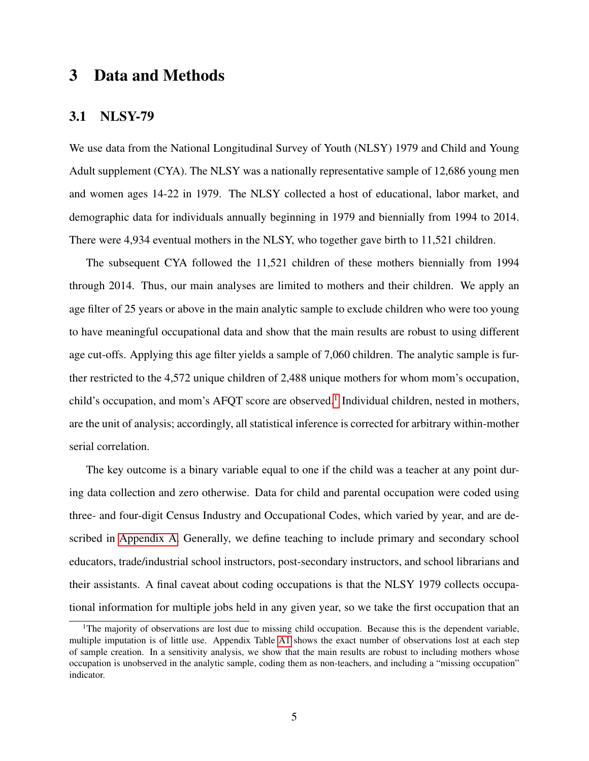# 3 Data and Methods

## 3.1 NLSY-79

We use data from the National Longitudinal Survey of Youth (NLSY) 1979 and Child and Young Adult supplement (CYA). The NLSY was a nationally representative sample of 12,686 young men and women ages 14-22 in 1979. The NLSY collected a host of educational, labor market, and demographic data for individuals annually beginning in 1979 and biennially from 1994 to 2014. There were 4,934 eventual mothers in the NLSY, who together gave birth to 11,521 children.

The subsequent CYA followed the 11,521 children of these mothers biennially from 1994 through 2014. Thus, our main analyses are limited to mothers and their children. We apply an age filter of 25 years or above in the main analytic sample to exclude children who were too young to have meaningful occupational data and show that the main results are robust to using different age cut-offs. Applying this age filter yields a sample of 7,060 children. The analytic sample is further restricted to the 4,572 unique children of 2,488 unique mothers for whom mom's occupation, child's occupation, and mom's AFQT score are observed.[1] Individual children, nested in mothers, are the unit of analysis; accordingly, all statistical inference is corrected for arbitrary within-mother serial correlation.

The key outcome is a binary variable equal to one if the child was a teacher at any point during data collection and zero otherwise. Data for child and parental occupation were coded using three- and four-digit Census Industry and Occupational Codes, which varied by year, and are described in Appendix A. Generally, we define teaching to include primary and secondary school educators, trade/industrial school instructors, post-secondary instructors, and school librarians and their assistants. A final caveat about coding occupations is that the NLSY 1979 collects occupational information for multiple jobs held in any given year, so we take the first occupation that an

[1] The majority of observations are lost due to missing child occupation. Because this is the dependent variable, multiple imputation is of little use. Appendix Table A1 shows the exact number of observations lost at each step of sample creation. In a sensitivity analysis, we show that the main results are robust to including mothers whose occupation is unobserved in the analytic sample, coding them as non-teachers, and including a "missing occupation" indicator.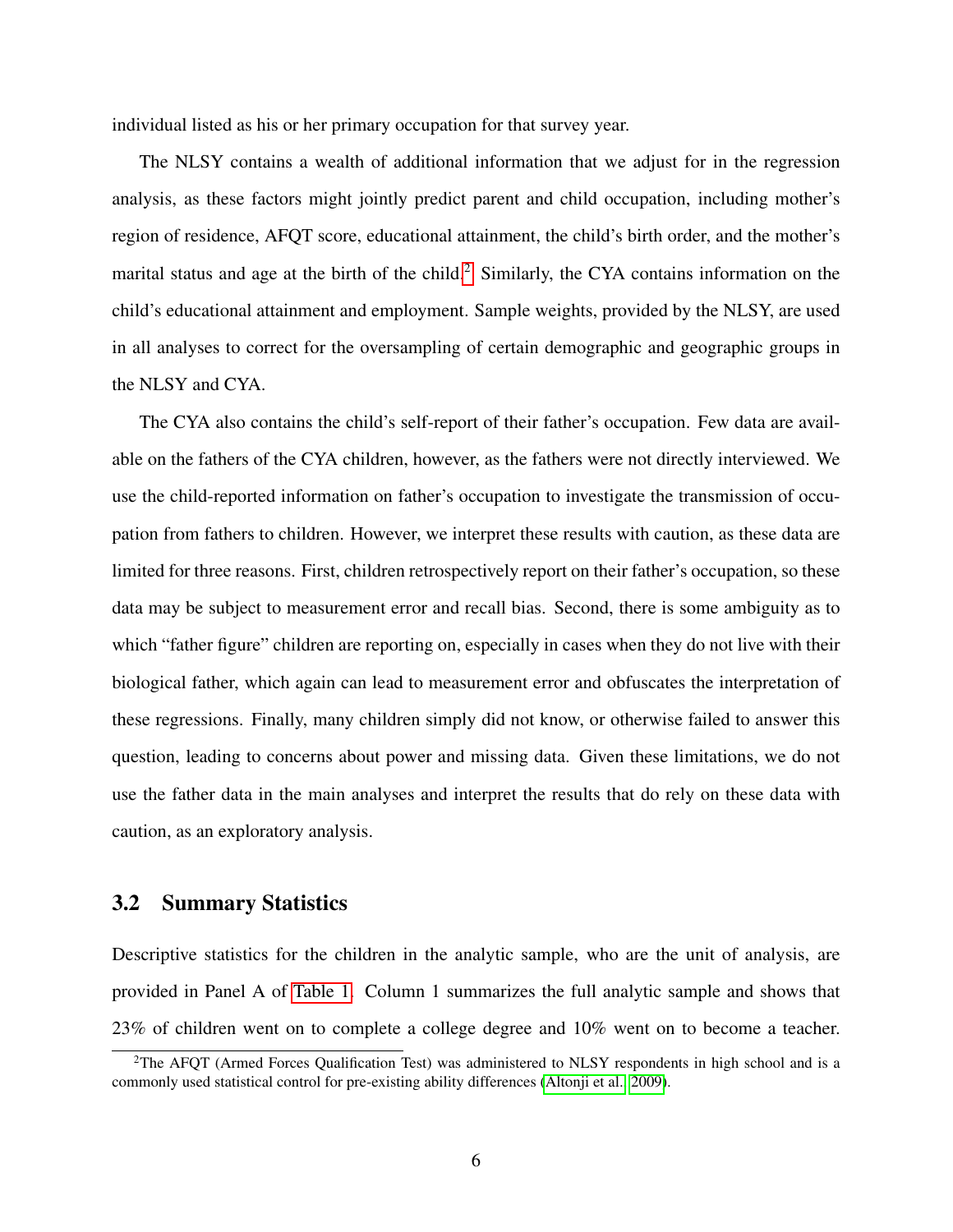individual listed as his or her primary occupation for that survey year.

The NLSY contains a wealth of additional information that we adjust for in the regression analysis, as these factors might jointly predict parent and child occupation, including mother's region of residence, AFQT score, educational attainment, the child's birth order, and the mother's marital status and age at the birth of the child.[2] Similarly, the CYA contains information on the child's educational attainment and employment. Sample weights, provided by the NLSY, are used in all analyses to correct for the oversampling of certain demographic and geographic groups in the NLSY and CYA.

The CYA also contains the child's self-report of their father's occupation. Few data are available on the fathers of the CYA children, however, as the fathers were not directly interviewed. We use the child-reported information on father's occupation to investigate the transmission of occupation from fathers to children. However, we interpret these results with caution, as these data are limited for three reasons. First, children retrospectively report on their father's occupation, so these data may be subject to measurement error and recall bias. Second, there is some ambiguity as to which "father figure" children are reporting on, especially in cases when they do not live with their biological father, which again can lead to measurement error and obfuscates the interpretation of these regressions. Finally, many children simply did not know, or otherwise failed to answer this question, leading to concerns about power and missing data. Given these limitations, we do not use the father data in the main analyses and interpret the results that do rely on these data with caution, as an exploratory analysis.

## 3.2 Summary Statistics

Descriptive statistics for the children in the analytic sample, who are the unit of analysis, are provided in Panel A of Table 1. Column 1 summarizes the full analytic sample and shows that 23% of children went on to complete a college degree and 10% went on to become a teacher.

[2] The AFQT (Armed Forces Qualification Test) was administered to NLSY respondents in high school and is a commonly used statistical control for pre-existing ability differences (Altonji et al., 2009).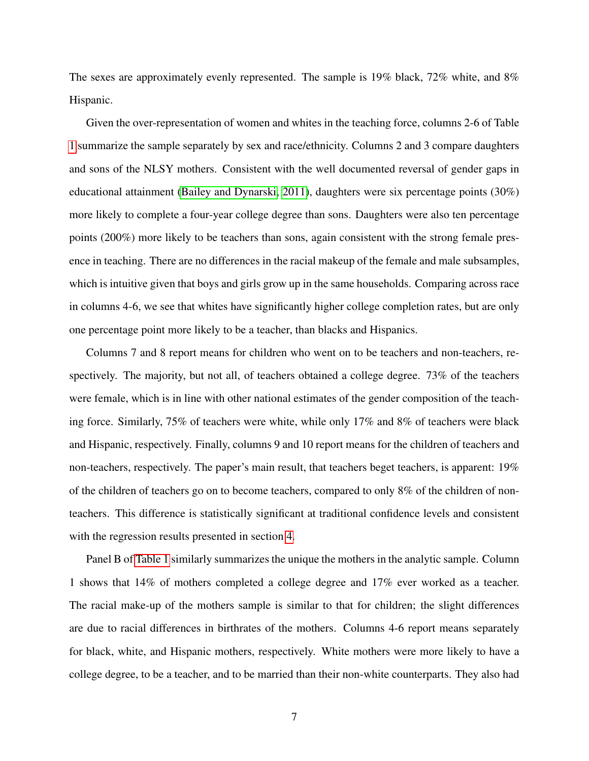The sexes are approximately evenly represented. The sample is 19% black, 72% white, and 8% Hispanic.

Given the over-representation of women and whites in the teaching force, columns 2-6 of Table 1 summarize the sample separately by sex and race/ethnicity. Columns 2 and 3 compare daughters and sons of the NLSY mothers. Consistent with the well documented reversal of gender gaps in educational attainment (Bailey and Dynarski, 2011), daughters were six percentage points (30%) more likely to complete a four-year college degree than sons. Daughters were also ten percentage points (200%) more likely to be teachers than sons, again consistent with the strong female presence in teaching. There are no differences in the racial makeup of the female and male subsamples, which is intuitive given that boys and girls grow up in the same households. Comparing across race in columns 4-6, we see that whites have significantly higher college completion rates, but are only one percentage point more likely to be a teacher, than blacks and Hispanics.

Columns 7 and 8 report means for children who went on to be teachers and non-teachers, respectively. The majority, but not all, of teachers obtained a college degree. 73% of the teachers were female, which is in line with other national estimates of the gender composition of the teaching force. Similarly, 75% of teachers were white, while only 17% and 8% of teachers were black and Hispanic, respectively. Finally, columns 9 and 10 report means for the children of teachers and non-teachers, respectively. The paper's main result, that teachers beget teachers, is apparent: 19% of the children of teachers go on to become teachers, compared to only 8% of the children of non-teachers. This difference is statistically significant at traditional confidence levels and consistent with the regression results presented in section 4.

Panel B of Table 1 similarly summarizes the unique the mothers in the analytic sample. Column 1 shows that 14% of mothers completed a college degree and 17% ever worked as a teacher. The racial make-up of the mothers sample is similar to that for children; the slight differences are due to racial differences in birthrates of the mothers. Columns 4-6 report means separately for black, white, and Hispanic mothers, respectively. White mothers were more likely to have a college degree, to be a teacher, and to be married than their non-white counterparts. They also had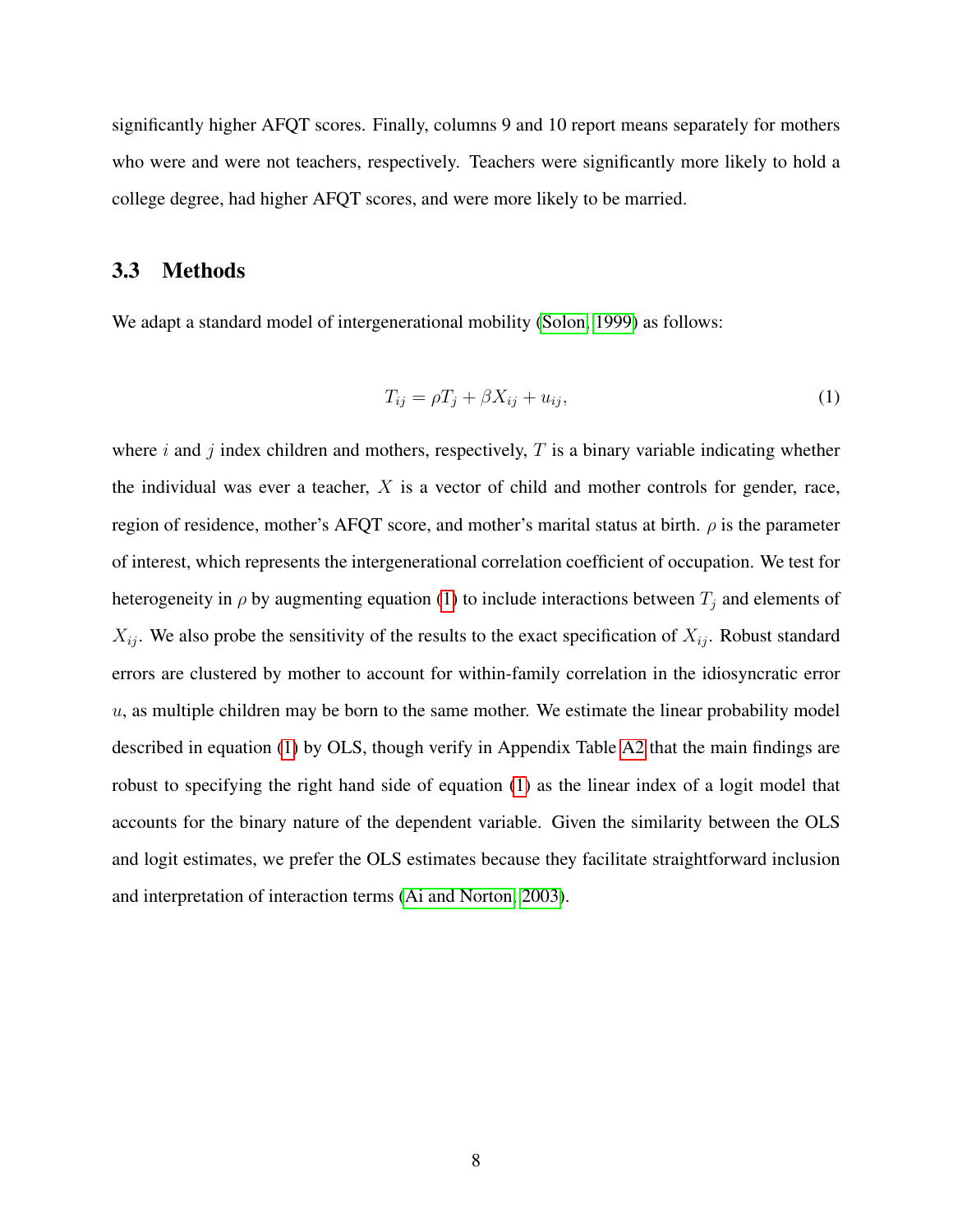significantly higher AFQT scores. Finally, columns 9 and 10 report means separately for mothers who were and were not teachers, respectively. Teachers were significantly more likely to hold a college degree, had higher AFQT scores, and were more likely to be married.

### 3.3 Methods

We adapt a standard model of intergenerational mobility (Solon, 1999) as follows:

$$T_{ij} = \rho T_j + \beta X_{ij} + u_{ij}, \tag{1}$$

where $i$ and $j$ index children and mothers, respectively, $T$ is a binary variable indicating whether the individual was ever a teacher, $X$ is a vector of child and mother controls for gender, race, region of residence, mother's AFQT score, and mother's marital status at birth. $\rho$ is the parameter of interest, which represents the intergenerational correlation coefficient of occupation. We test for heterogeneity in $\rho$ by augmenting equation (1) to include interactions between $T_j$ and elements of $X_{ij}$. We also probe the sensitivity of the results to the exact specification of $X_{ij}$. Robust standard errors are clustered by mother to account for within-family correlation in the idiosyncratic error $u$, as multiple children may be born to the same mother. We estimate the linear probability model described in equation (1) by OLS, though verify in Appendix Table A2 that the main findings are robust to specifying the right hand side of equation (1) as the linear index of a logit model that accounts for the binary nature of the dependent variable. Given the similarity between the OLS and logit estimates, we prefer the OLS estimates because they facilitate straightforward inclusion and interpretation of interaction terms (Ai and Norton, 2003).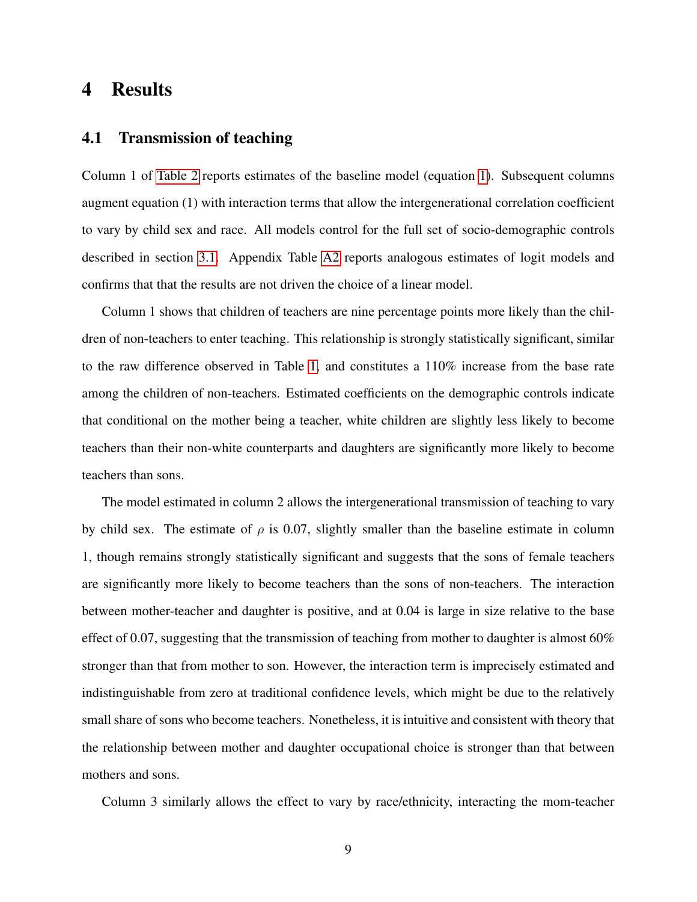# 4 Results

## 4.1 Transmission of teaching

Column 1 of Table 2 reports estimates of the baseline model (equation 1). Subsequent columns augment equation (1) with interaction terms that allow the intergenerational correlation coefficient to vary by child sex and race. All models control for the full set of socio-demographic controls described in section 3.1. Appendix Table A2 reports analogous estimates of logit models and confirms that that the results are not driven the choice of a linear model.

Column 1 shows that children of teachers are nine percentage points more likely than the children of non-teachers to enter teaching. This relationship is strongly statistically significant, similar to the raw difference observed in Table 1, and constitutes a 110% increase from the base rate among the children of non-teachers. Estimated coefficients on the demographic controls indicate that conditional on the mother being a teacher, white children are slightly less likely to become teachers than their non-white counterparts and daughters are significantly more likely to become teachers than sons.

The model estimated in column 2 allows the intergenerational transmission of teaching to vary by child sex. The estimate of $\rho$ is 0.07, slightly smaller than the baseline estimate in column 1, though remains strongly statistically significant and suggests that the sons of female teachers are significantly more likely to become teachers than the sons of non-teachers. The interaction between mother-teacher and daughter is positive, and at 0.04 is large in size relative to the base effect of 0.07, suggesting that the transmission of teaching from mother to daughter is almost 60% stronger than that from mother to son. However, the interaction term is imprecisely estimated and indistinguishable from zero at traditional confidence levels, which might be due to the relatively small share of sons who become teachers. Nonetheless, it is intuitive and consistent with theory that the relationship between mother and daughter occupational choice is stronger than that between mothers and sons.

Column 3 similarly allows the effect to vary by race/ethnicity, interacting the mom-teacher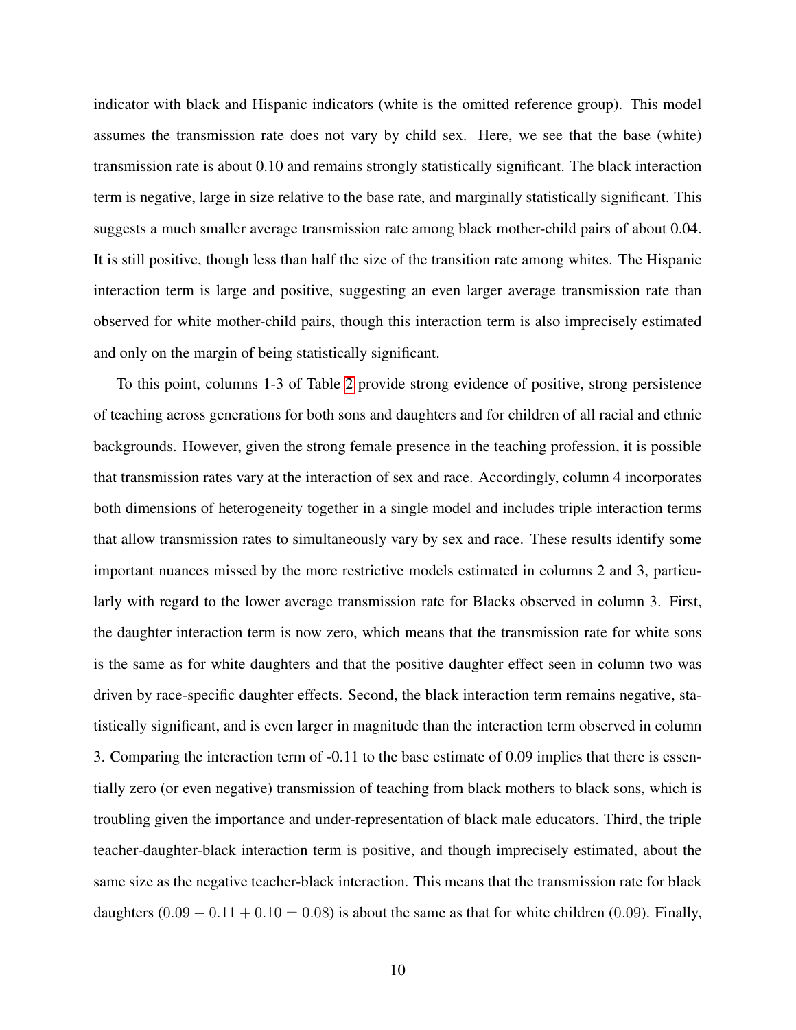indicator with black and Hispanic indicators (white is the omitted reference group). This model assumes the transmission rate does not vary by child sex. Here, we see that the base (white) transmission rate is about 0.10 and remains strongly statistically significant. The black interaction term is negative, large in size relative to the base rate, and marginally statistically significant. This suggests a much smaller average transmission rate among black mother-child pairs of about 0.04. It is still positive, though less than half the size of the transition rate among whites. The Hispanic interaction term is large and positive, suggesting an even larger average transmission rate than observed for white mother-child pairs, though this interaction term is also imprecisely estimated and only on the margin of being statistically significant.

To this point, columns 1-3 of Table 2 provide strong evidence of positive, strong persistence of teaching across generations for both sons and daughters and for children of all racial and ethnic backgrounds. However, given the strong female presence in the teaching profession, it is possible that transmission rates vary at the interaction of sex and race. Accordingly, column 4 incorporates both dimensions of heterogeneity together in a single model and includes triple interaction terms that allow transmission rates to simultaneously vary by sex and race. These results identify some important nuances missed by the more restrictive models estimated in columns 2 and 3, particularly with regard to the lower average transmission rate for Blacks observed in column 3. First, the daughter interaction term is now zero, which means that the transmission rate for white sons is the same as for white daughters and that the positive daughter effect seen in column two was driven by race-specific daughter effects. Second, the black interaction term remains negative, statistically significant, and is even larger in magnitude than the interaction term observed in column 3. Comparing the interaction term of -0.11 to the base estimate of 0.09 implies that there is essentially zero (or even negative) transmission of teaching from black mothers to black sons, which is troubling given the importance and under-representation of black male educators. Third, the triple teacher-daughter-black interaction term is positive, and though imprecisely estimated, about the same size as the negative teacher-black interaction. This means that the transmission rate for black daughters ($0.09 - 0.11 + 0.10 = 0.08$) is about the same as that for white children ($0.09$). Finally,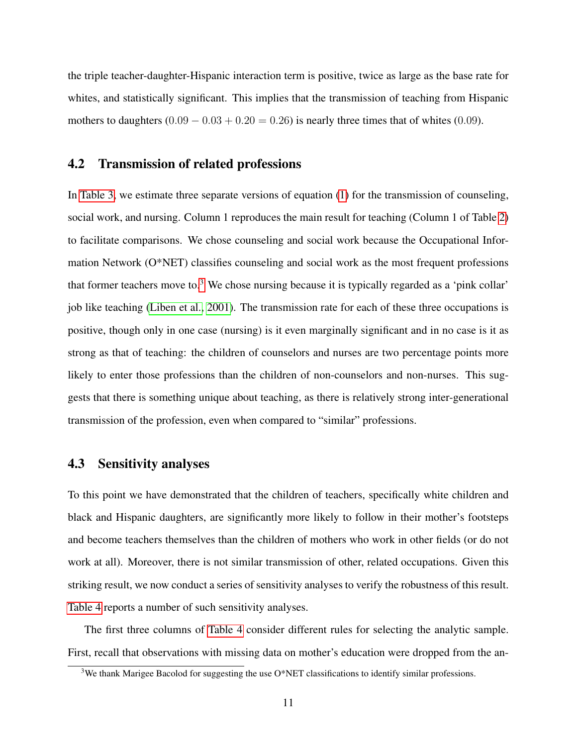the triple teacher-daughter-Hispanic interaction term is positive, twice as large as the base rate for whites, and statistically significant. This implies that the transmission of teaching from Hispanic mothers to daughters ($0.09 - 0.03 + 0.20 = 0.26$) is nearly three times that of whites ($0.09$).

## 4.2 Transmission of related professions

In Table 3, we estimate three separate versions of equation (1) for the transmission of counseling, social work, and nursing. Column 1 reproduces the main result for teaching (Column 1 of Table 2) to facilitate comparisons. We chose counseling and social work because the Occupational Information Network (O*NET) classifies counseling and social work as the most frequent professions that former teachers move to.[3] We chose nursing because it is typically regarded as a 'pink collar' job like teaching (Liben et al., 2001). The transmission rate for each of these three occupations is positive, though only in one case (nursing) is it even marginally significant and in no case is it as strong as that of teaching: the children of counselors and nurses are two percentage points more likely to enter those professions than the children of non-counselors and non-nurses. This suggests that there is something unique about teaching, as there is relatively strong inter-generational transmission of the profession, even when compared to "similar" professions.

## 4.3 Sensitivity analyses

To this point we have demonstrated that the children of teachers, specifically white children and black and Hispanic daughters, are significantly more likely to follow in their mother's footsteps and become teachers themselves than the children of mothers who work in other fields (or do not work at all). Moreover, there is not similar transmission of other, related occupations. Given this striking result, we now conduct a series of sensitivity analyses to verify the robustness of this result. Table 4 reports a number of such sensitivity analyses.

The first three columns of Table 4 consider different rules for selecting the analytic sample. First, recall that observations with missing data on mother's education were dropped from the an-

[3] We thank Marigee Bacolod for suggesting the use O*NET classifications to identify similar professions.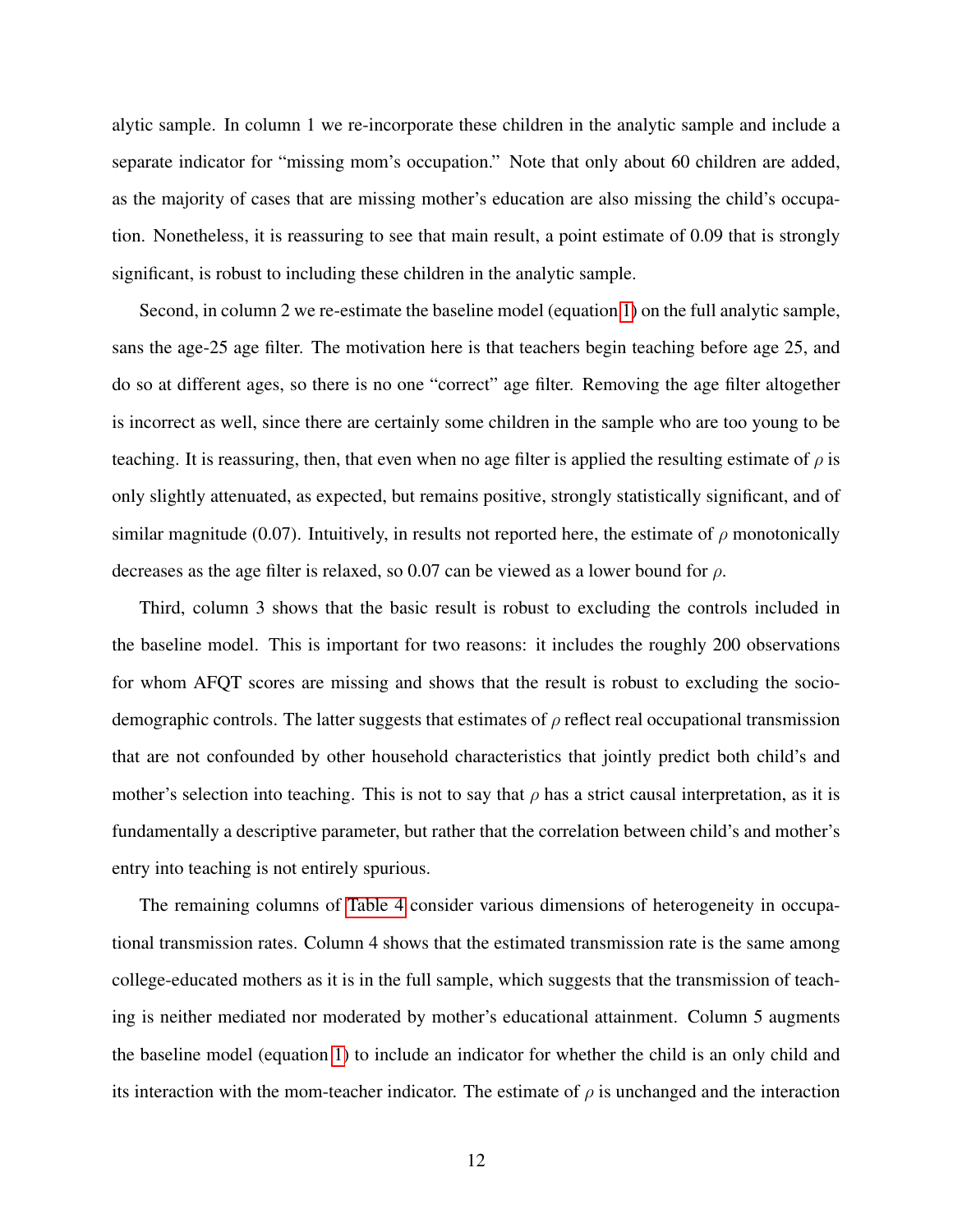alytic sample. In column 1 we re-incorporate these children in the analytic sample and include a separate indicator for "missing mom's occupation." Note that only about 60 children are added, as the majority of cases that are missing mother's education are also missing the child's occupation. Nonetheless, it is reassuring to see that main result, a point estimate of 0.09 that is strongly significant, is robust to including these children in the analytic sample.

Second, in column 2 we re-estimate the baseline model (equation 1) on the full analytic sample, sans the age-25 age filter. The motivation here is that teachers begin teaching before age 25, and do so at different ages, so there is no one "correct" age filter. Removing the age filter altogether is incorrect as well, since there are certainly some children in the sample who are too young to be teaching. It is reassuring, then, that even when no age filter is applied the resulting estimate of $\rho$ is only slightly attenuated, as expected, but remains positive, strongly statistically significant, and of similar magnitude (0.07). Intuitively, in results not reported here, the estimate of $\rho$ monotonically decreases as the age filter is relaxed, so 0.07 can be viewed as a lower bound for $\rho$.

Third, column 3 shows that the basic result is robust to excluding the controls included in the baseline model. This is important for two reasons: it includes the roughly 200 observations for whom AFQT scores are missing and shows that the result is robust to excluding the socio-demographic controls. The latter suggests that estimates of $\rho$ reflect real occupational transmission that are not confounded by other household characteristics that jointly predict both child's and mother's selection into teaching. This is not to say that $\rho$ has a strict causal interpretation, as it is fundamentally a descriptive parameter, but rather that the correlation between child's and mother's entry into teaching is not entirely spurious.

The remaining columns of Table 4 consider various dimensions of heterogeneity in occupational transmission rates. Column 4 shows that the estimated transmission rate is the same among college-educated mothers as it is in the full sample, which suggests that the transmission of teaching is neither mediated nor moderated by mother's educational attainment. Column 5 augments the baseline model (equation 1) to include an indicator for whether the child is an only child and its interaction with the mom-teacher indicator. The estimate of $\rho$ is unchanged and the interaction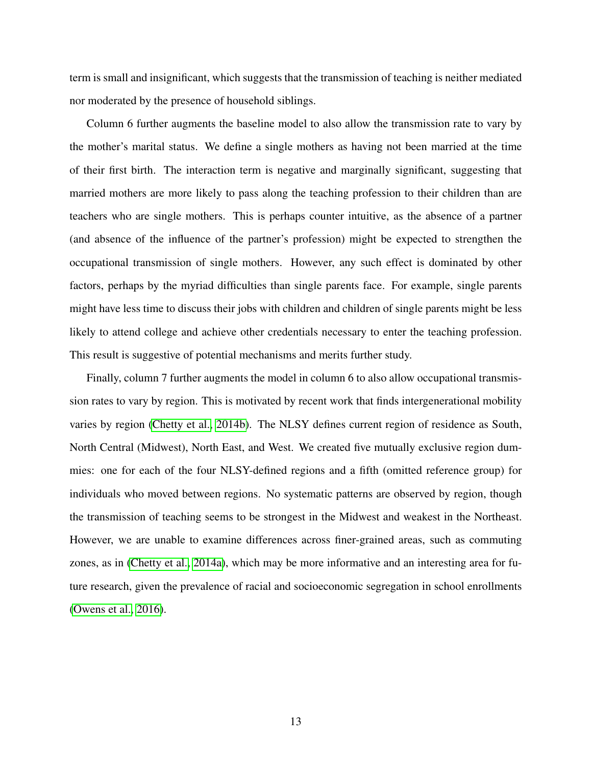term is small and insignificant, which suggests that the transmission of teaching is neither mediated nor moderated by the presence of household siblings.

Column 6 further augments the baseline model to also allow the transmission rate to vary by the mother's marital status. We define a single mothers as having not been married at the time of their first birth. The interaction term is negative and marginally significant, suggesting that married mothers are more likely to pass along the teaching profession to their children than are teachers who are single mothers. This is perhaps counter intuitive, as the absence of a partner (and absence of the influence of the partner's profession) might be expected to strengthen the occupational transmission of single mothers. However, any such effect is dominated by other factors, perhaps by the myriad difficulties than single parents face. For example, single parents might have less time to discuss their jobs with children and children of single parents might be less likely to attend college and achieve other credentials necessary to enter the teaching profession. This result is suggestive of potential mechanisms and merits further study.

Finally, column 7 further augments the model in column 6 to also allow occupational transmission rates to vary by region. This is motivated by recent work that finds intergenerational mobility varies by region (Chetty et al., 2014b). The NLSY defines current region of residence as South, North Central (Midwest), North East, and West. We created five mutually exclusive region dummies: one for each of the four NLSY-defined regions and a fifth (omitted reference group) for individuals who moved between regions. No systematic patterns are observed by region, though the transmission of teaching seems to be strongest in the Midwest and weakest in the Northeast. However, we are unable to examine differences across finer-grained areas, such as commuting zones, as in (Chetty et al., 2014a), which may be more informative and an interesting area for future research, given the prevalence of racial and socioeconomic segregation in school enrollments (Owens et al., 2016).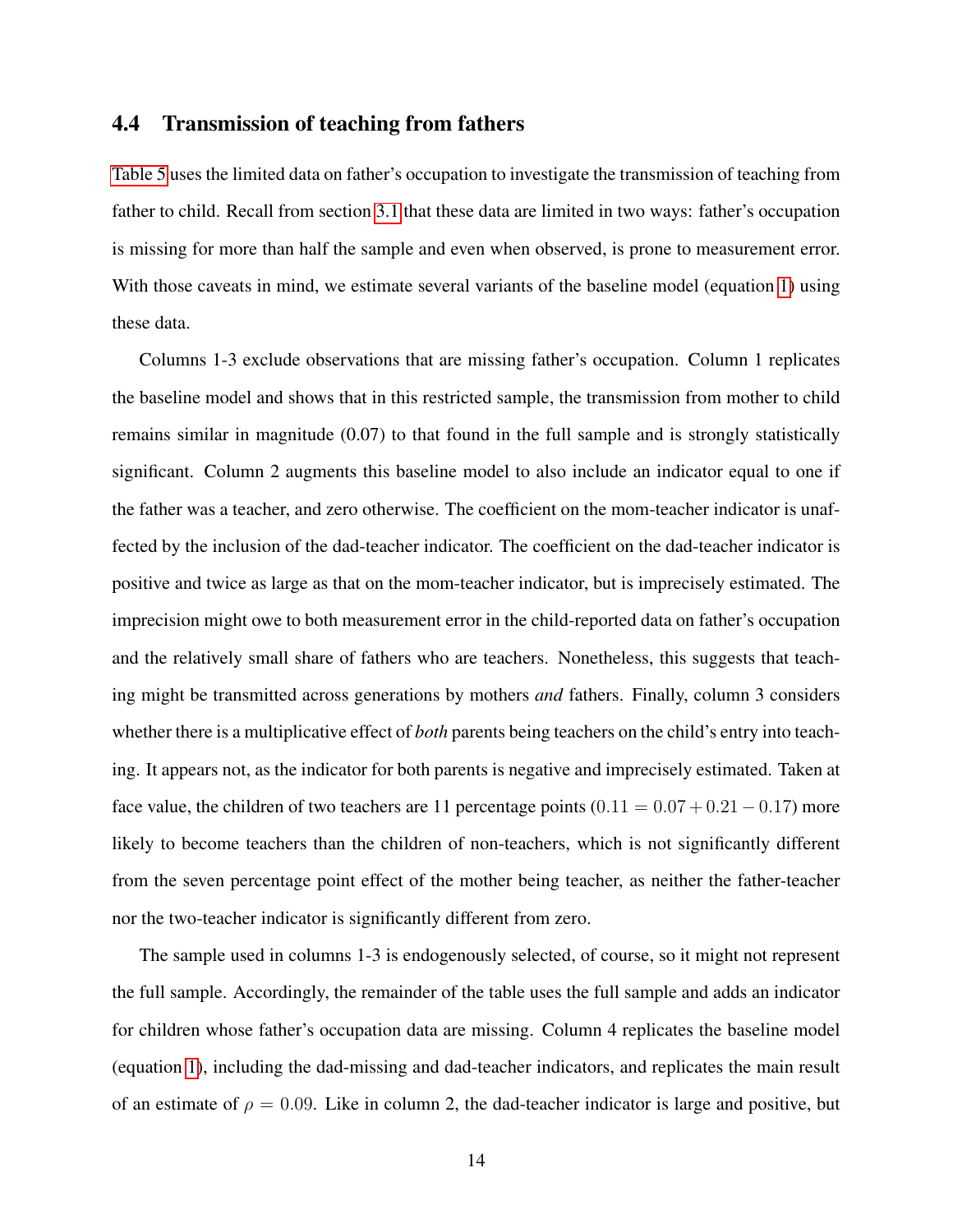### 4.4 Transmission of teaching from fathers

Table 5 uses the limited data on father's occupation to investigate the transmission of teaching from father to child. Recall from section 3.1 that these data are limited in two ways: father's occupation is missing for more than half the sample and even when observed, is prone to measurement error. With those caveats in mind, we estimate several variants of the baseline model (equation 1) using these data.

Columns 1-3 exclude observations that are missing father's occupation. Column 1 replicates the baseline model and shows that in this restricted sample, the transmission from mother to child remains similar in magnitude (0.07) to that found in the full sample and is strongly statistically significant. Column 2 augments this baseline model to also include an indicator equal to one if the father was a teacher, and zero otherwise. The coefficient on the mom-teacher indicator is unaffected by the inclusion of the dad-teacher indicator. The coefficient on the dad-teacher indicator is positive and twice as large as that on the mom-teacher indicator, but is imprecisely estimated. The imprecision might owe to both measurement error in the child-reported data on father's occupation and the relatively small share of fathers who are teachers. Nonetheless, this suggests that teaching might be transmitted across generations by mothers *and* fathers. Finally, column 3 considers whether there is a multiplicative effect of *both* parents being teachers on the child's entry into teaching. It appears not, as the indicator for both parents is negative and imprecisely estimated. Taken at face value, the children of two teachers are 11 percentage points ($0.11 = 0.07 + 0.21 - 0.17$) more likely to become teachers than the children of non-teachers, which is not significantly different from the seven percentage point effect of the mother being teacher, as neither the father-teacher nor the two-teacher indicator is significantly different from zero.

The sample used in columns 1-3 is endogenously selected, of course, so it might not represent the full sample. Accordingly, the remainder of the table uses the full sample and adds an indicator for children whose father's occupation data are missing. Column 4 replicates the baseline model (equation 1), including the dad-missing and dad-teacher indicators, and replicates the main result of an estimate of $\rho = 0.09$. Like in column 2, the dad-teacher indicator is large and positive, but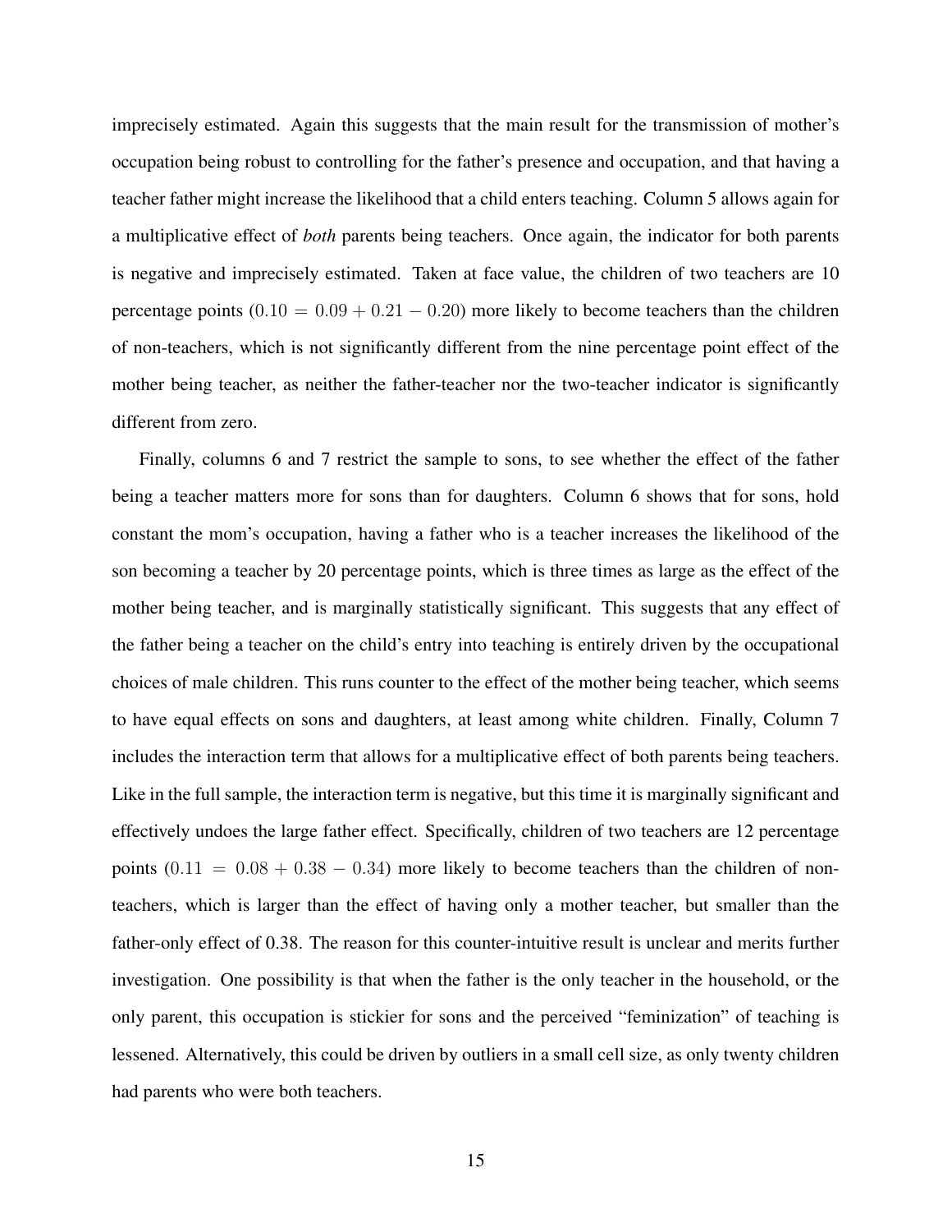imprecisely estimated. Again this suggests that the main result for the transmission of mother's occupation being robust to controlling for the father's presence and occupation, and that having a teacher father might increase the likelihood that a child enters teaching. Column 5 allows again for a multiplicative effect of *both* parents being teachers. Once again, the indicator for both parents is negative and imprecisely estimated. Taken at face value, the children of two teachers are 10 percentage points ($0.10 = 0.09 + 0.21 - 0.20$) more likely to become teachers than the children of non-teachers, which is not significantly different from the nine percentage point effect of the mother being teacher, as neither the father-teacher nor the two-teacher indicator is significantly different from zero.

Finally, columns 6 and 7 restrict the sample to sons, to see whether the effect of the father being a teacher matters more for sons than for daughters. Column 6 shows that for sons, hold constant the mom's occupation, having a father who is a teacher increases the likelihood of the son becoming a teacher by 20 percentage points, which is three times as large as the effect of the mother being teacher, and is marginally statistically significant. This suggests that any effect of the father being a teacher on the child's entry into teaching is entirely driven by the occupational choices of male children. This runs counter to the effect of the mother being teacher, which seems to have equal effects on sons and daughters, at least among white children. Finally, Column 7 includes the interaction term that allows for a multiplicative effect of both parents being teachers. Like in the full sample, the interaction term is negative, but this time it is marginally significant and effectively undoes the large father effect. Specifically, children of two teachers are 12 percentage points ($0.11 = 0.08 + 0.38 - 0.34$) more likely to become teachers than the children of non-teachers, which is larger than the effect of having only a mother teacher, but smaller than the father-only effect of 0.38. The reason for this counter-intuitive result is unclear and merits further investigation. One possibility is that when the father is the only teacher in the household, or the only parent, this occupation is stickier for sons and the perceived "feminization" of teaching is lessened. Alternatively, this could be driven by outliers in a small cell size, as only twenty children had parents who were both teachers.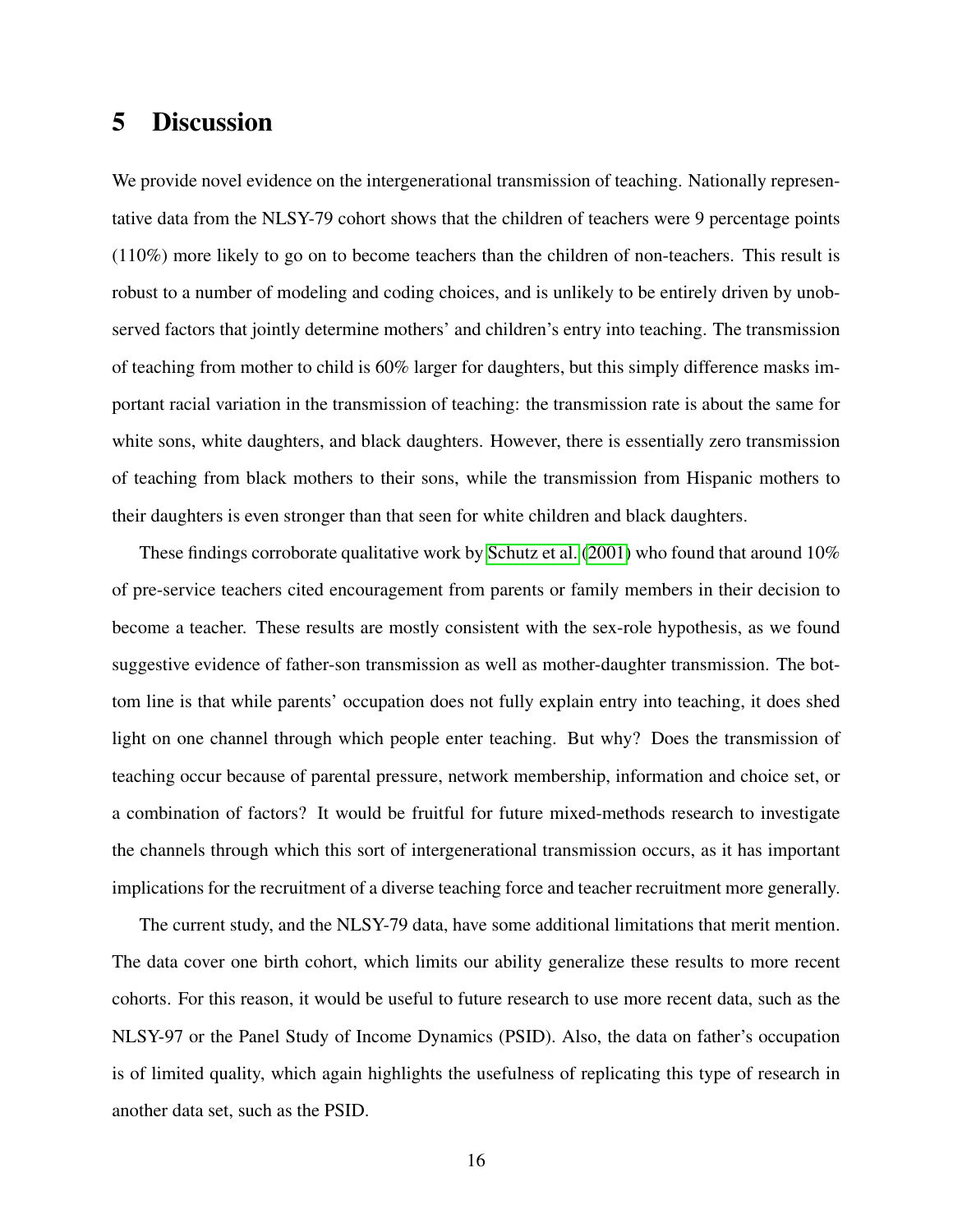# 5 Discussion

We provide novel evidence on the intergenerational transmission of teaching. Nationally representative data from the NLSY-79 cohort shows that the children of teachers were 9 percentage points (110%) more likely to go on to become teachers than the children of non-teachers. This result is robust to a number of modeling and coding choices, and is unlikely to be entirely driven by unobserved factors that jointly determine mothers' and children's entry into teaching. The transmission of teaching from mother to child is 60% larger for daughters, but this simply difference masks important racial variation in the transmission of teaching: the transmission rate is about the same for white sons, white daughters, and black daughters. However, there is essentially zero transmission of teaching from black mothers to their sons, while the transmission from Hispanic mothers to their daughters is even stronger than that seen for white children and black daughters.

These findings corroborate qualitative work by Schutz et al. (2001) who found that around 10% of pre-service teachers cited encouragement from parents or family members in their decision to become a teacher. These results are mostly consistent with the sex-role hypothesis, as we found suggestive evidence of father-son transmission as well as mother-daughter transmission. The bottom line is that while parents' occupation does not fully explain entry into teaching, it does shed light on one channel through which people enter teaching. But why? Does the transmission of teaching occur because of parental pressure, network membership, information and choice set, or a combination of factors? It would be fruitful for future mixed-methods research to investigate the channels through which this sort of intergenerational transmission occurs, as it has important implications for the recruitment of a diverse teaching force and teacher recruitment more generally.

The current study, and the NLSY-79 data, have some additional limitations that merit mention. The data cover one birth cohort, which limits our ability generalize these results to more recent cohorts. For this reason, it would be useful to future research to use more recent data, such as the NLSY-97 or the Panel Study of Income Dynamics (PSID). Also, the data on father's occupation is of limited quality, which again highlights the usefulness of replicating this type of research in another data set, such as the PSID.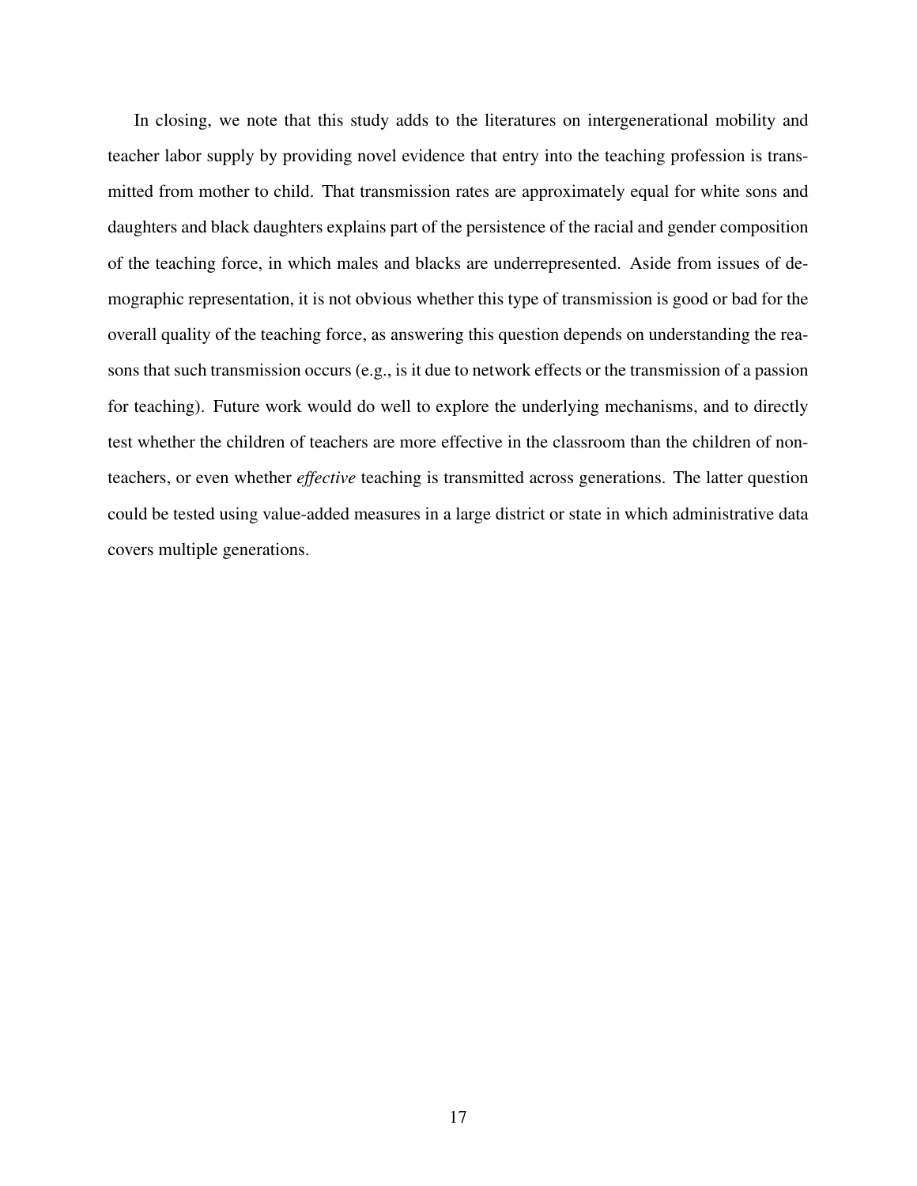In closing, we note that this study adds to the literatures on intergenerational mobility and teacher labor supply by providing novel evidence that entry into the teaching profession is transmitted from mother to child. That transmission rates are approximately equal for white sons and daughters and black daughters explains part of the persistence of the racial and gender composition of the teaching force, in which males and blacks are underrepresented. Aside from issues of demographic representation, it is not obvious whether this type of transmission is good or bad for the overall quality of the teaching force, as answering this question depends on understanding the reasons that such transmission occurs (e.g., is it due to network effects or the transmission of a passion for teaching). Future work would do well to explore the underlying mechanisms, and to directly test whether the children of teachers are more effective in the classroom than the children of non-teachers, or even whether *effective* teaching is transmitted across generations. The latter question could be tested using value-added measures in a large district or state in which administrative data covers multiple generations.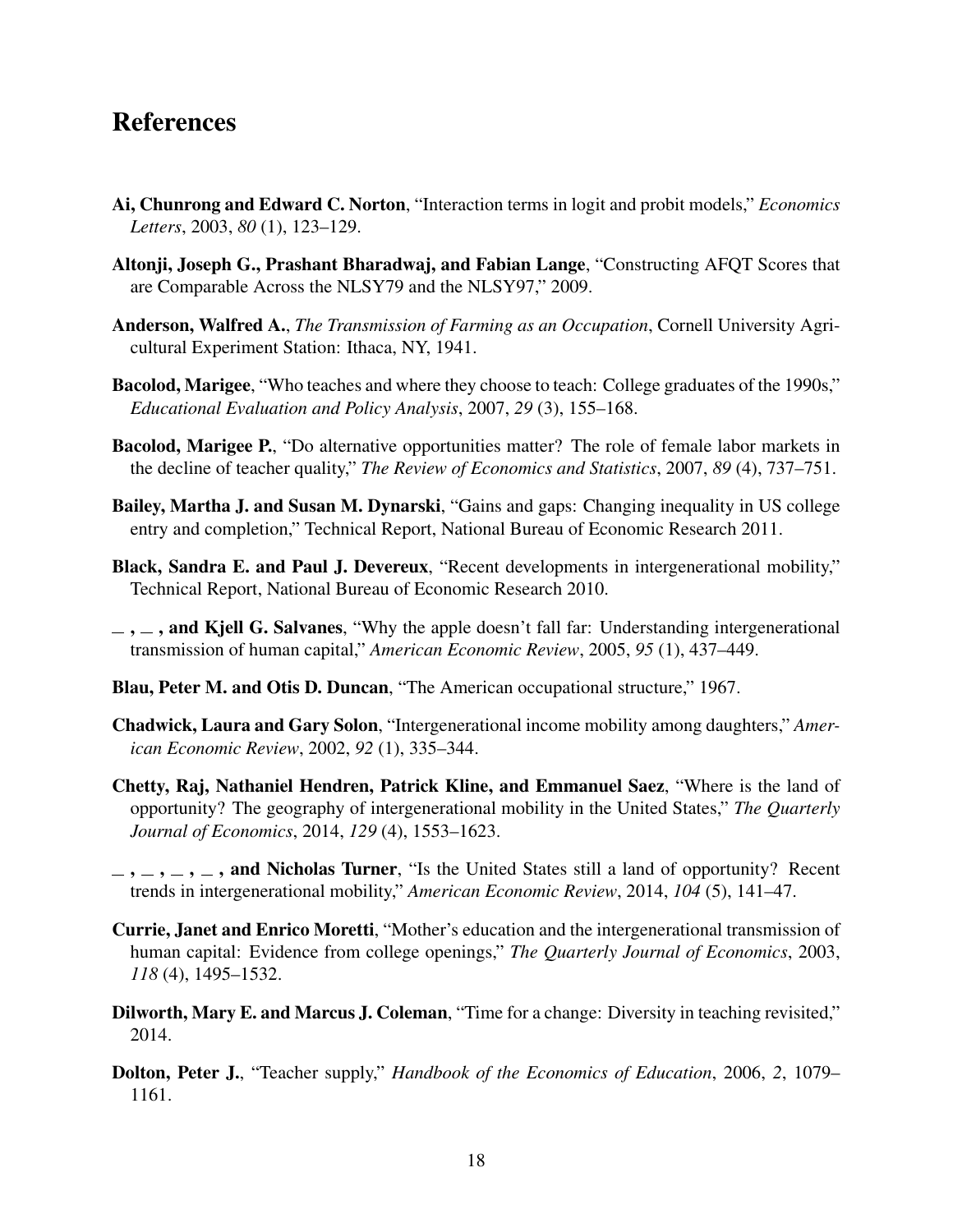# References

**Ai, Chunrong and Edward C. Norton**, "Interaction terms in logit and probit models," *Economics Letters*, 2003, *80* (1), 123–129.

**Altonji, Joseph G., Prashant Bharadwaj, and Fabian Lange**, "Constructing AFQT Scores that are Comparable Across the NLSY79 and the NLSY97," 2009.

**Anderson, Walfred A.**, *The Transmission of Farming as an Occupation*, Cornell University Agricultural Experiment Station: Ithaca, NY, 1941.

**Bacolod, Marigee**, "Who teaches and where they choose to teach: College graduates of the 1990s," *Educational Evaluation and Policy Analysis*, 2007, *29* (3), 155–168.

**Bacolod, Marigee P.**, "Do alternative opportunities matter? The role of female labor markets in the decline of teacher quality," *The Review of Economics and Statistics*, 2007, *89* (4), 737–751.

**Bailey, Martha J. and Susan M. Dynarski**, "Gains and gaps: Changing inequality in US college entry and completion," Technical Report, National Bureau of Economic Research 2011.

**Black, Sandra E. and Paul J. Devereux**, "Recent developments in intergenerational mobility," Technical Report, National Bureau of Economic Research 2010.

**_ , _ , and Kjell G. Salvanes**, "Why the apple doesn't fall far: Understanding intergenerational transmission of human capital," *American Economic Review*, 2005, *95* (1), 437–449.

**Blau, Peter M. and Otis D. Duncan**, "The American occupational structure," 1967.

**Chadwick, Laura and Gary Solon**, "Intergenerational income mobility among daughters," *American Economic Review*, 2002, *92* (1), 335–344.

**Chetty, Raj, Nathaniel Hendren, Patrick Kline, and Emmanuel Saez**, "Where is the land of opportunity? The geography of intergenerational mobility in the United States," *The Quarterly Journal of Economics*, 2014, *129* (4), 1553–1623.

**_ , _ , _ , _ , and Nicholas Turner**, "Is the United States still a land of opportunity? Recent trends in intergenerational mobility," *American Economic Review*, 2014, *104* (5), 141–47.

**Currie, Janet and Enrico Moretti**, "Mother's education and the intergenerational transmission of human capital: Evidence from college openings," *The Quarterly Journal of Economics*, 2003, *118* (4), 1495–1532.

**Dilworth, Mary E. and Marcus J. Coleman**, "Time for a change: Diversity in teaching revisited," 2014.

**Dolton, Peter J.**, "Teacher supply," *Handbook of the Economics of Education*, 2006, *2*, 1079–1161.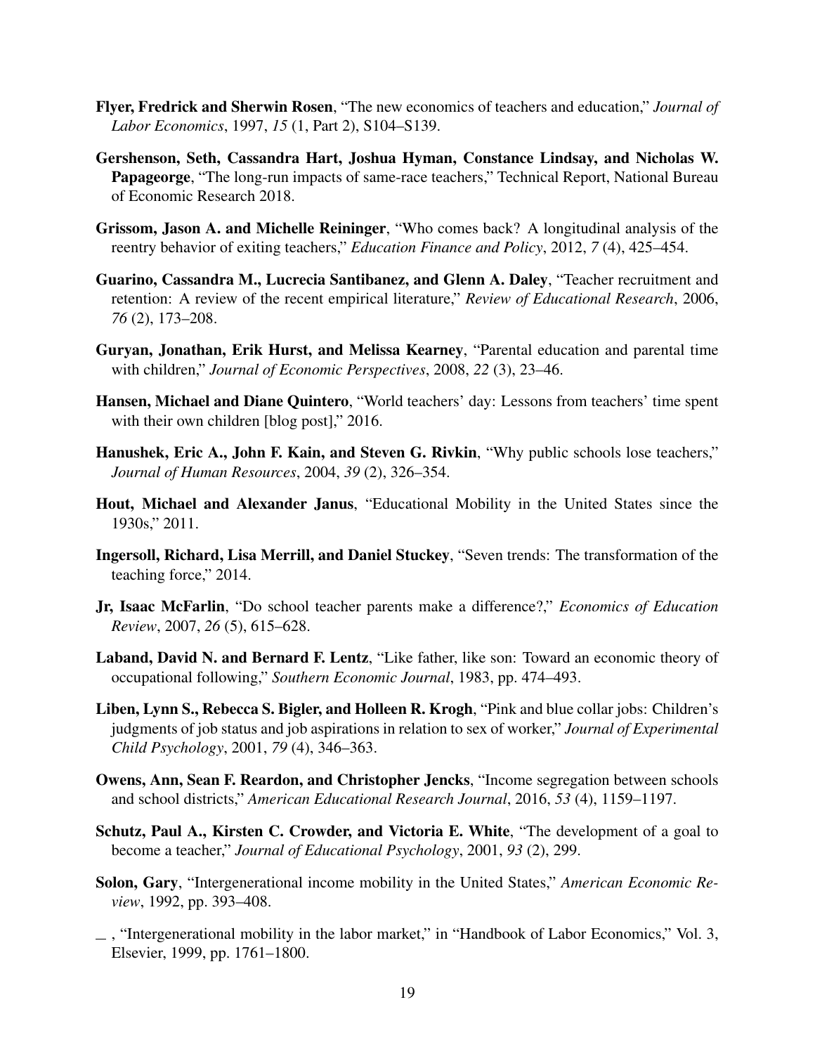**Flyer, Fredrick and Sherwin Rosen**, "The new economics of teachers and education," *Journal of Labor Economics*, 1997, *15* (1, Part 2), S104–S139.

**Gershenson, Seth, Cassandra Hart, Joshua Hyman, Constance Lindsay, and Nicholas W. Papageorge**, "The long-run impacts of same-race teachers," Technical Report, National Bureau of Economic Research 2018.

**Grissom, Jason A. and Michelle Reininger**, "Who comes back? A longitudinal analysis of the reentry behavior of exiting teachers," *Education Finance and Policy*, 2012, *7* (4), 425–454.

**Guarino, Cassandra M., Lucrecia Santibanez, and Glenn A. Daley**, "Teacher recruitment and retention: A review of the recent empirical literature," *Review of Educational Research*, 2006, *76* (2), 173–208.

**Guryan, Jonathan, Erik Hurst, and Melissa Kearney**, "Parental education and parental time with children," *Journal of Economic Perspectives*, 2008, *22* (3), 23–46.

**Hansen, Michael and Diane Quintero**, "World teachers' day: Lessons from teachers' time spent with their own children [blog post]," 2016.

**Hanushek, Eric A., John F. Kain, and Steven G. Rivkin**, "Why public schools lose teachers," *Journal of Human Resources*, 2004, *39* (2), 326–354.

**Hout, Michael and Alexander Janus**, "Educational Mobility in the United States since the 1930s," 2011.

**Ingersoll, Richard, Lisa Merrill, and Daniel Stuckey**, "Seven trends: The transformation of the teaching force," 2014.

**Jr, Isaac McFarlin**, "Do school teacher parents make a difference?," *Economics of Education Review*, 2007, *26* (5), 615–628.

**Laband, David N. and Bernard F. Lentz**, "Like father, like son: Toward an economic theory of occupational following," *Southern Economic Journal*, 1983, pp. 474–493.

**Liben, Lynn S., Rebecca S. Bigler, and Holleen R. Krogh**, "Pink and blue collar jobs: Children's judgments of job status and job aspirations in relation to sex of worker," *Journal of Experimental Child Psychology*, 2001, *79* (4), 346–363.

**Owens, Ann, Sean F. Reardon, and Christopher Jencks**, "Income segregation between schools and school districts," *American Educational Research Journal*, 2016, *53* (4), 1159–1197.

**Schutz, Paul A., Kirsten C. Crowder, and Victoria E. White**, "The development of a goal to become a teacher," *Journal of Educational Psychology*, 2001, *93* (2), 299.

**Solon, Gary**, "Intergenerational income mobility in the United States," *American Economic Review*, 1992, pp. 393–408.

\_\_ , "Intergenerational mobility in the labor market," in "Handbook of Labor Economics," Vol. 3, Elsevier, 1999, pp. 1761–1800.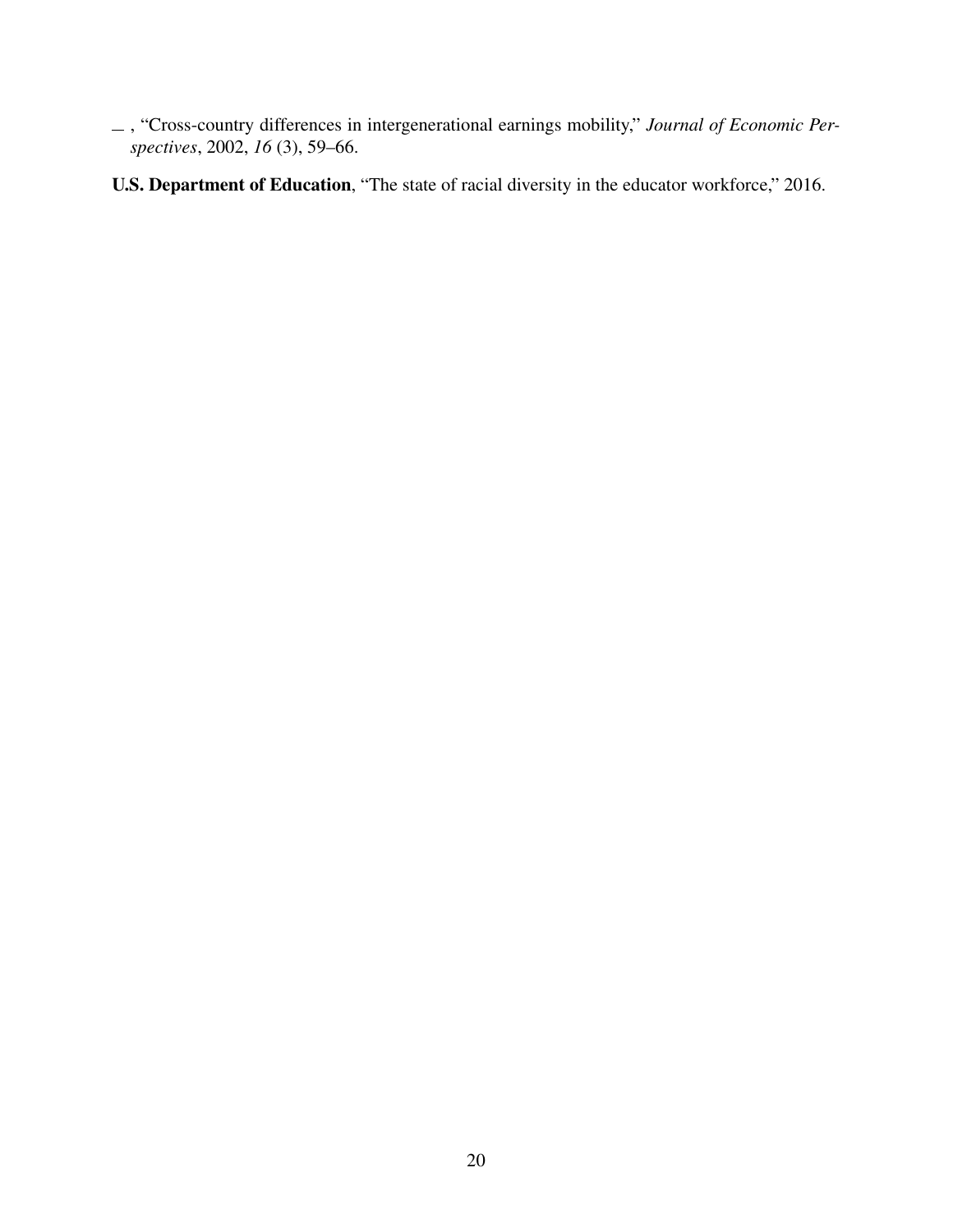_ , "Cross-country differences in intergenerational earnings mobility," *Journal of Economic Perspectives*, 2002, *16* (3), 59–66.

**U.S. Department of Education**, "The state of racial diversity in the educator workforce," 2016.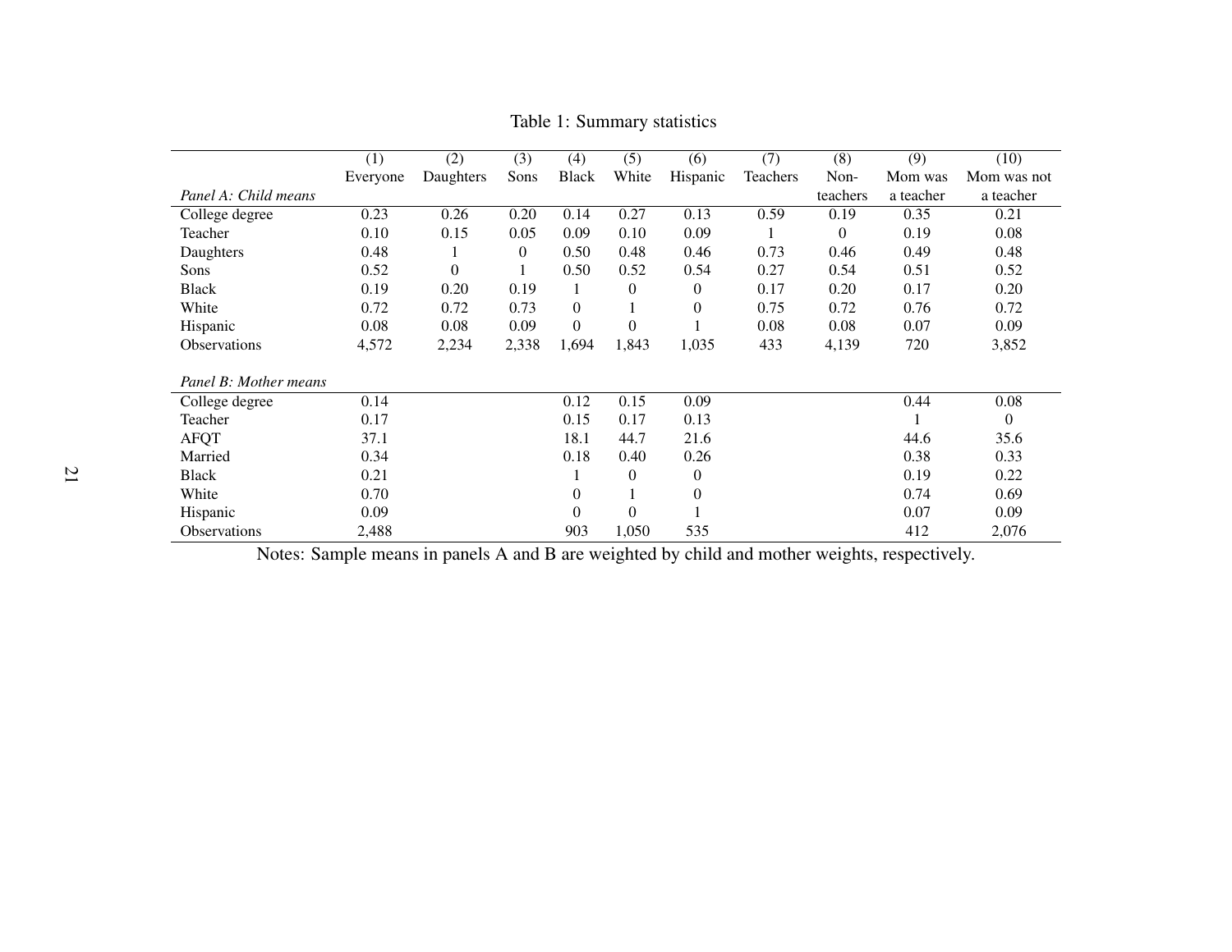Table 1: Summary statistics

| | (1) Everyone | (2) Daughters | (3) Sons | (4) Black | (5) White | (6) Hispanic | (7) Teachers | (8) Non-teachers | (9) Mom was a teacher | (10) Mom was not a teacher |
|---|---|---|---|---|---|---|---|---|---|---|
| *Panel A: Child means* | | | | | | | | | | |
| College degree | 0.23 | 0.26 | 0.20 | 0.14 | 0.27 | 0.13 | 0.59 | 0.19 | 0.35 | 0.21 |
| Teacher | 0.10 | 0.15 | 0.05 | 0.09 | 0.10 | 0.09 | 1 | 0 | 0.19 | 0.08 |
| Daughters | 0.48 | 1 | 0 | 0.50 | 0.48 | 0.46 | 0.73 | 0.46 | 0.49 | 0.48 |
| Sons | 0.52 | 0 | 1 | 0.50 | 0.52 | 0.54 | 0.27 | 0.54 | 0.51 | 0.52 |
| Black | 0.19 | 0.20 | 0.19 | 1 | 0 | 0 | 0.17 | 0.20 | 0.17 | 0.20 |
| White | 0.72 | 0.72 | 0.73 | 0 | 1 | 0 | 0.75 | 0.72 | 0.76 | 0.72 |
| Hispanic | 0.08 | 0.08 | 0.09 | 0 | 0 | 1 | 0.08 | 0.08 | 0.07 | 0.09 |
| Observations | 4,572 | 2,234 | 2,338 | 1,694 | 1,843 | 1,035 | 433 | 4,139 | 720 | 3,852 |
| | | | | | | | | | | |
| *Panel B: Mother means* | | | | | | | | | | |
| College degree | 0.14 | | | 0.12 | 0.15 | 0.09 | | | 0.44 | 0.08 |
| Teacher | 0.17 | | | 0.15 | 0.17 | 0.13 | | | 1 | 0 |
| AFQT | 37.1 | | | 18.1 | 44.7 | 21.6 | | | 44.6 | 35.6 |
| Married | 0.34 | | | 0.18 | 0.40 | 0.26 | | | 0.38 | 0.33 |
| Black | 0.21 | | | 1 | 0 | 0 | | | 0.19 | 0.22 |
| White | 0.70 | | | 0 | 1 | 0 | | | 0.74 | 0.69 |
| Hispanic | 0.09 | | | 0 | 0 | 1 | | | 0.07 | 0.09 |
| Observations | 2,488 | | | 903 | 1,050 | 535 | | | 412 | 2,076 |

Notes: Sample means in panels A and B are weighted by child and mother weights, respectively.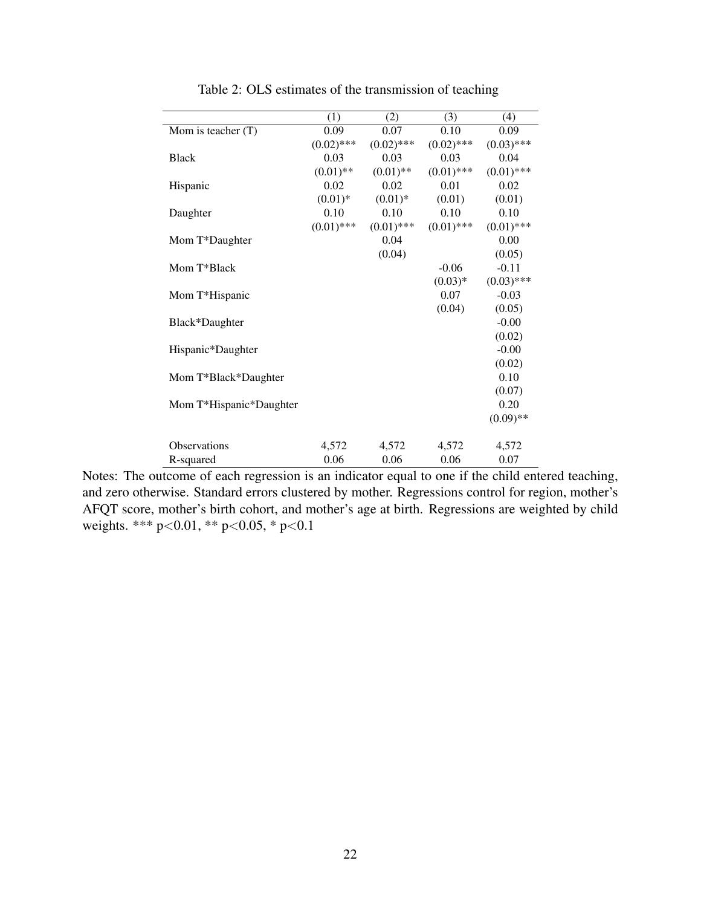Table 2: OLS estimates of the transmission of teaching

| | (1) | (2) | (3) | (4) |
|---|---|---|---|---|
| Mom is teacher (T) | 0.09 | 0.07 | 0.10 | 0.09 |
| | (0.02)*** | (0.02)*** | (0.02)*** | (0.03)*** |
| Black | 0.03 | 0.03 | 0.03 | 0.04 |
| | (0.01)** | (0.01)** | (0.01)*** | (0.01)*** |
| Hispanic | 0.02 | 0.02 | 0.01 | 0.02 |
| | (0.01)* | (0.01)* | (0.01) | (0.01) |
| Daughter | 0.10 | 0.10 | 0.10 | 0.10 |
| | (0.01)*** | (0.01)*** | (0.01)*** | (0.01)*** |
| Mom T*Daughter | | 0.04 | | 0.00 |
| | | (0.04) | | (0.05) |
| Mom T*Black | | | -0.06 | -0.11 |
| | | | (0.03)* | (0.03)*** |
| Mom T*Hispanic | | | 0.07 | -0.03 |
| | | | (0.04) | (0.05) |
| Black*Daughter | | | | -0.00 |
| | | | | (0.02) |
| Hispanic*Daughter | | | | -0.00 |
| | | | | (0.02) |
| Mom T*Black*Daughter | | | | 0.10 |
| | | | | (0.07) |
| Mom T*Hispanic*Daughter | | | | 0.20 |
| | | | | (0.09)** |
| Observations | 4,572 | 4,572 | 4,572 | 4,572 |
| R-squared | 0.06 | 0.06 | 0.06 | 0.07 |

Notes: The outcome of each regression is an indicator equal to one if the child entered teaching, and zero otherwise. Standard errors clustered by mother. Regressions control for region, mother's AFQT score, mother's birth cohort, and mother's age at birth. Regressions are weighted by child weights. *** $p<0.01$, ** $p<0.05$, * $p<0.1$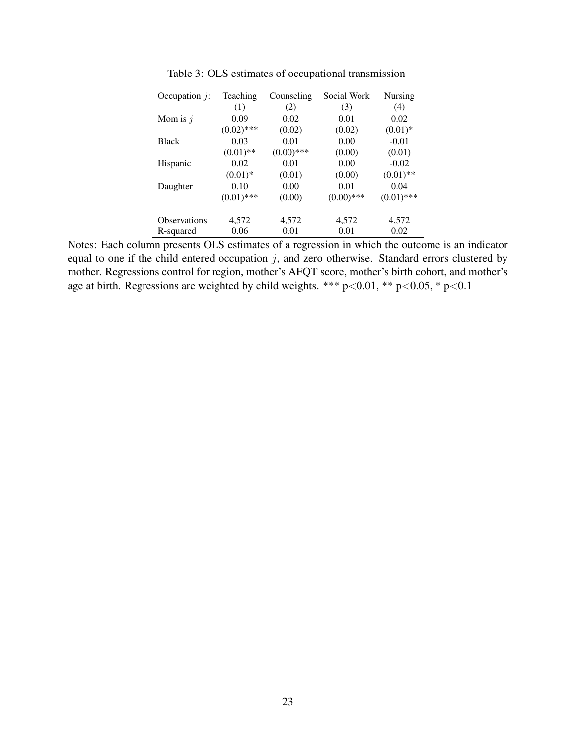Table 3: OLS estimates of occupational transmission

| Occupation $j$: | Teaching | Counseling | Social Work | Nursing |
|---|---|---|---|---|
| | (1) | (2) | (3) | (4) |
| Mom is $j$ | 0.09 | 0.02 | 0.01 | 0.02 |
| | (0.02)*** | (0.02) | (0.02) | (0.01)* |
| Black | 0.03 | 0.01 | 0.00 | -0.01 |
| | (0.01)** | (0.00)*** | (0.00) | (0.01) |
| Hispanic | 0.02 | 0.01 | 0.00 | -0.02 |
| | (0.01)* | (0.01) | (0.00) | (0.01)** |
| Daughter | 0.10 | 0.00 | 0.01 | 0.04 |
| | (0.01)*** | (0.00) | (0.00)*** | (0.01)*** |
| | | | | |
| Observations | 4,572 | 4,572 | 4,572 | 4,572 |
| R-squared | 0.06 | 0.01 | 0.01 | 0.02 |

Notes: Each column presents OLS estimates of a regression in which the outcome is an indicator equal to one if the child entered occupation $j$, and zero otherwise. Standard errors clustered by mother. Regressions control for region, mother's AFQT score, mother's birth cohort, and mother's age at birth. Regressions are weighted by child weights. *** $p<0.01$, ** $p<0.05$, * $p<0.1$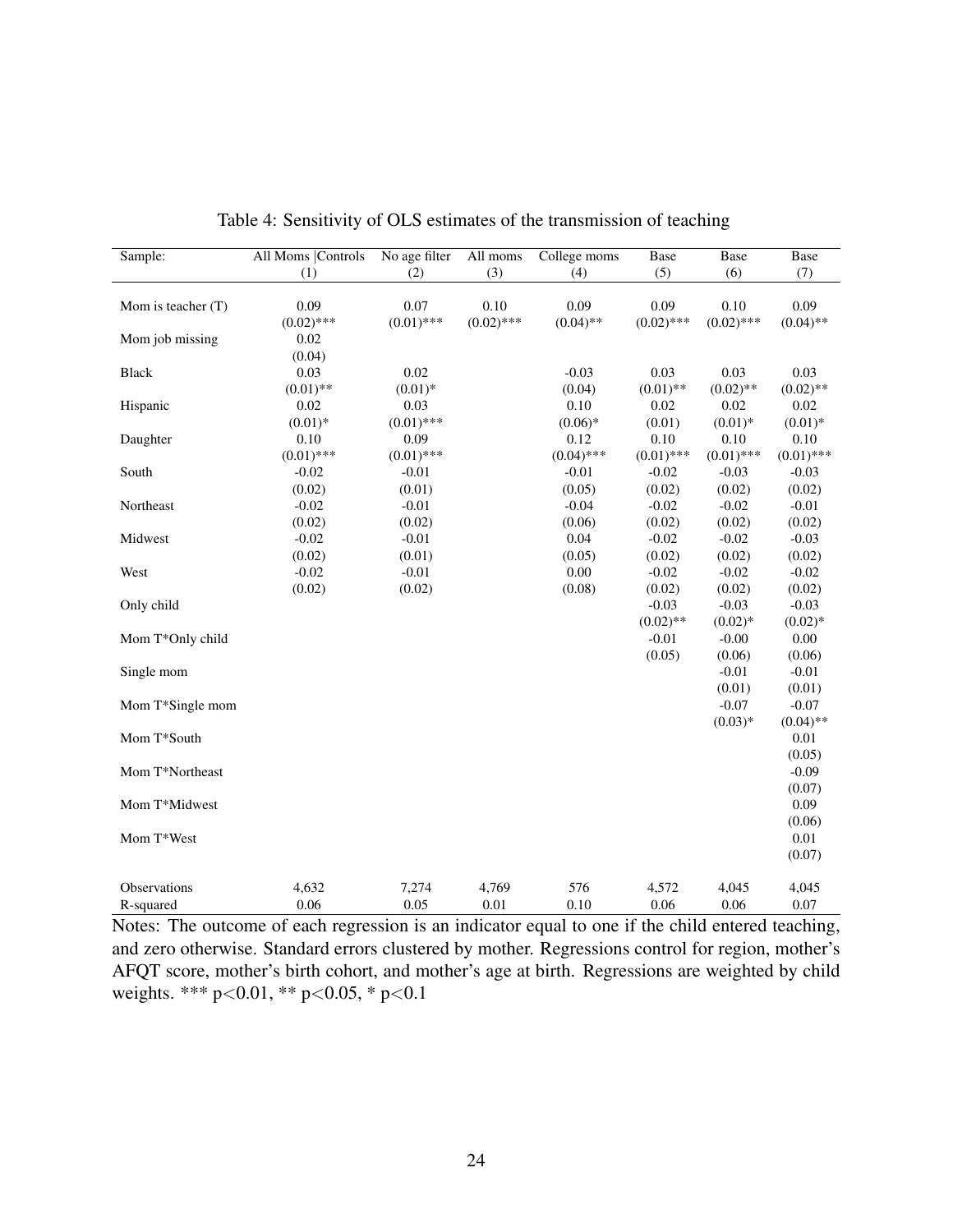Table 4: Sensitivity of OLS estimates of the transmission of teaching

| Sample: | All Moms \|Controls | No age filter | All moms | College moms | Base | Base | Base |
|---|---|---|---|---|---|---|---|
| | (1) | (2) | (3) | (4) | (5) | (6) | (7) |
| Mom is teacher (T) | 0.09 | 0.07 | 0.10 | 0.09 | 0.09 | 0.10 | 0.09 |
| | (0.02)*** | (0.01)*** | (0.02)*** | (0.04)** | (0.02)*** | (0.02)*** | (0.04)** |
| Mom job missing | 0.02 | | | | | | |
| | (0.04) | | | | | | |
| Black | 0.03 | 0.02 | | -0.03 | 0.03 | 0.03 | 0.03 |
| | (0.01)** | (0.01)* | | (0.04) | (0.01)** | (0.02)** | (0.02)** |
| Hispanic | 0.02 | 0.03 | | 0.10 | 0.02 | 0.02 | 0.02 |
| | (0.01)* | (0.01)*** | | (0.06)* | (0.01) | (0.01)* | (0.01)* |
| Daughter | 0.10 | 0.09 | | 0.12 | 0.10 | 0.10 | 0.10 |
| | (0.01)*** | (0.01)*** | | (0.04)*** | (0.01)*** | (0.01)*** | (0.01)*** |
| South | -0.02 | -0.01 | | -0.01 | -0.02 | -0.03 | -0.03 |
| | (0.02) | (0.01) | | (0.05) | (0.02) | (0.02) | (0.02) |
| Northeast | -0.02 | -0.01 | | -0.04 | -0.02 | -0.02 | -0.01 |
| | (0.02) | (0.02) | | (0.06) | (0.02) | (0.02) | (0.02) |
| Midwest | -0.02 | -0.01 | | 0.04 | -0.02 | -0.02 | -0.03 |
| | (0.02) | (0.01) | | (0.05) | (0.02) | (0.02) | (0.02) |
| West | -0.02 | -0.01 | | 0.00 | -0.02 | -0.02 | -0.02 |
| | (0.02) | (0.02) | | (0.08) | (0.02) | (0.02) | (0.02) |
| Only child | | | | | -0.03 | -0.03 | -0.03 |
| | | | | | (0.02)** | (0.02)* | (0.02)* |
| Mom T*Only child | | | | | -0.01 | -0.00 | 0.00 |
| | | | | | (0.05) | (0.06) | (0.06) |
| Single mom | | | | | | -0.01 | -0.01 |
| | | | | | | (0.01) | (0.01) |
| Mom T*Single mom | | | | | | -0.07 | -0.07 |
| | | | | | | (0.03)* | (0.04)** |
| Mom T*South | | | | | | | 0.01 |
| | | | | | | | (0.05) |
| Mom T*Northeast | | | | | | | -0.09 |
| | | | | | | | (0.07) |
| Mom T*Midwest | | | | | | | 0.09 |
| | | | | | | | (0.06) |
| Mom T*West | | | | | | | 0.01 |
| | | | | | | | (0.07) |
| Observations | 4,632 | 7,274 | 4,769 | 576 | 4,572 | 4,045 | 4,045 |
| R-squared | 0.06 | 0.05 | 0.01 | 0.10 | 0.06 | 0.06 | 0.07 |

Notes: The outcome of each regression is an indicator equal to one if the child entered teaching, and zero otherwise. Standard errors clustered by mother. Regressions control for region, mother's AFQT score, mother's birth cohort, and mother's age at birth. Regressions are weighted by child weights. *** $p<0.01$, ** $p<0.05$, * $p<0.1$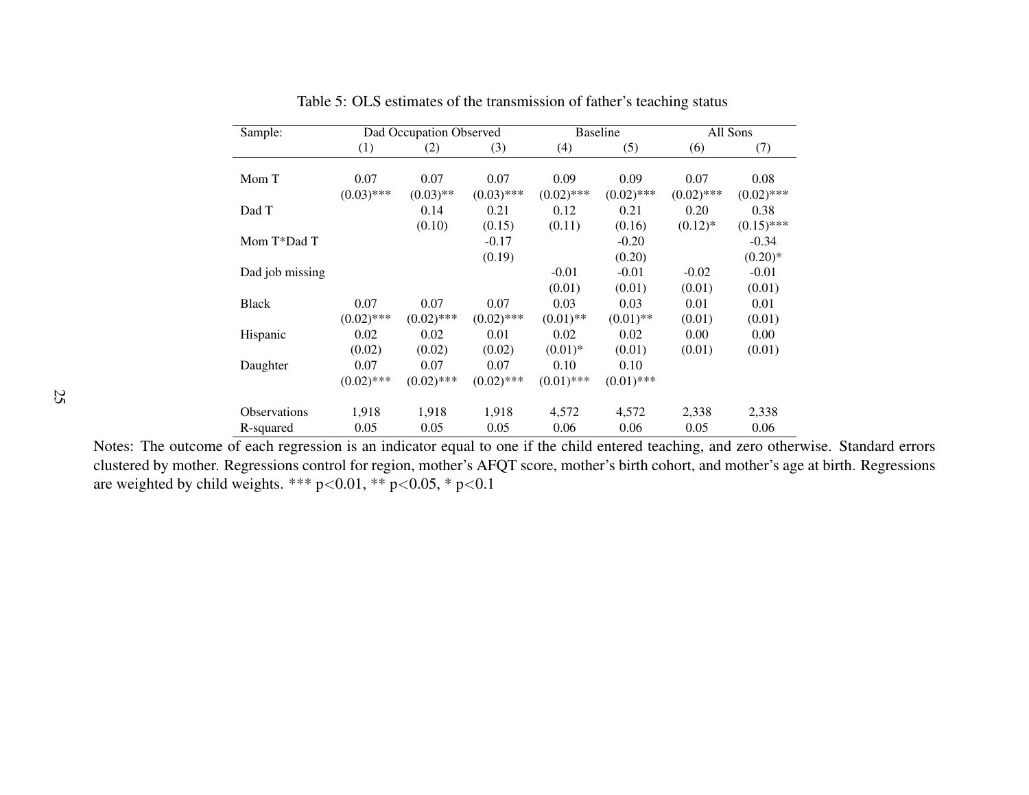Table 5: OLS estimates of the transmission of father's teaching status

| Sample: | Dad Occupation Observed | | | Baseline | | All Sons | |
|---|---|---|---|---|---|---|---|
| | (1) | (2) | (3) | (4) | (5) | (6) | (7) |
| Mom T | 0.07 | 0.07 | 0.07 | 0.09 | 0.09 | 0.07 | 0.08 |
| | (0.03)*** | (0.03)** | (0.03)*** | (0.02)*** | (0.02)*** | (0.02)*** | (0.02)*** |
| Dad T | | 0.14 | 0.21 | 0.12 | 0.21 | 0.20 | 0.38 |
| | | (0.10) | (0.15) | (0.11) | (0.16) | (0.12)* | (0.15)*** |
| Mom T*Dad T | | | -0.17 | | -0.20 | | -0.34 |
| | | | (0.19) | | (0.20) | | (0.20)* |
| Dad job missing | | | | -0.01 | -0.01 | -0.02 | -0.01 |
| | | | | (0.01) | (0.01) | (0.01) | (0.01) |
| Black | 0.07 | 0.07 | 0.07 | 0.03 | 0.03 | 0.01 | 0.01 |
| | (0.02)*** | (0.02)*** | (0.02)*** | (0.01)** | (0.01)** | (0.01) | (0.01) |
| Hispanic | 0.02 | 0.02 | 0.01 | 0.02 | 0.02 | 0.00 | 0.00 |
| | (0.02) | (0.02) | (0.02) | (0.01)* | (0.01) | (0.01) | (0.01) |
| Daughter | 0.07 | 0.07 | 0.07 | 0.10 | 0.10 | | |
| | (0.02)*** | (0.02)*** | (0.02)*** | (0.01)*** | (0.01)*** | | |
| Observations | 1,918 | 1,918 | 1,918 | 4,572 | 4,572 | 2,338 | 2,338 |
| R-squared | 0.05 | 0.05 | 0.05 | 0.06 | 0.06 | 0.05 | 0.06 |

Notes: The outcome of each regression is an indicator equal to one if the child entered teaching, and zero otherwise. Standard errors clustered by mother. Regressions control for region, mother's AFQT score, mother's birth cohort, and mother's age at birth. Regressions are weighted by child weights. *** $p<0.01$, ** $p<0.05$, * $p<0.1$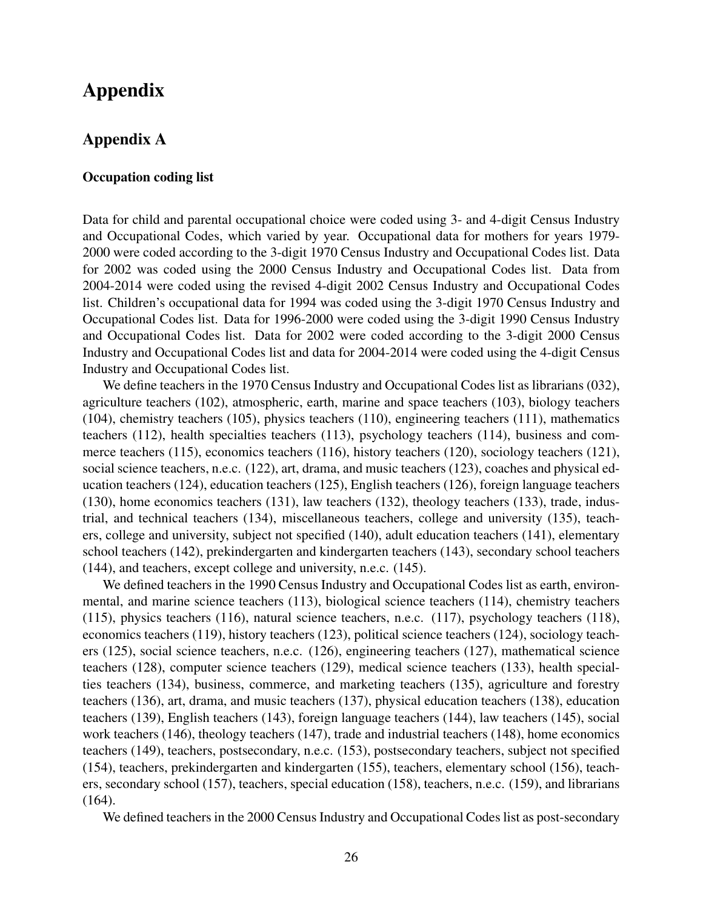# Appendix

## Appendix A

### Occupation coding list

Data for child and parental occupational choice were coded using 3- and 4-digit Census Industry and Occupational Codes, which varied by year. Occupational data for mothers for years 1979-2000 were coded according to the 3-digit 1970 Census Industry and Occupational Codes list. Data for 2002 was coded using the 2000 Census Industry and Occupational Codes list. Data from 2004-2014 were coded using the revised 4-digit 2002 Census Industry and Occupational Codes list. Children's occupational data for 1994 was coded using the 3-digit 1970 Census Industry and Occupational Codes list. Data for 1996-2000 were coded using the 3-digit 1990 Census Industry and Occupational Codes list. Data for 2002 were coded according to the 3-digit 2000 Census Industry and Occupational Codes list and data for 2004-2014 were coded using the 4-digit Census Industry and Occupational Codes list.

We define teachers in the 1970 Census Industry and Occupational Codes list as librarians (032), agriculture teachers (102), atmospheric, earth, marine and space teachers (103), biology teachers (104), chemistry teachers (105), physics teachers (110), engineering teachers (111), mathematics teachers (112), health specialties teachers (113), psychology teachers (114), business and commerce teachers (115), economics teachers (116), history teachers (120), sociology teachers (121), social science teachers, n.e.c. (122), art, drama, and music teachers (123), coaches and physical education teachers (124), education teachers (125), English teachers (126), foreign language teachers (130), home economics teachers (131), law teachers (132), theology teachers (133), trade, industrial, and technical teachers (134), miscellaneous teachers, college and university (135), teachers, college and university, subject not specified (140), adult education teachers (141), elementary school teachers (142), prekindergarten and kindergarten teachers (143), secondary school teachers (144), and teachers, except college and university, n.e.c. (145).

We defined teachers in the 1990 Census Industry and Occupational Codes list as earth, environmental, and marine science teachers (113), biological science teachers (114), chemistry teachers (115), physics teachers (116), natural science teachers, n.e.c. (117), psychology teachers (118), economics teachers (119), history teachers (123), political science teachers (124), sociology teachers (125), social science teachers, n.e.c. (126), engineering teachers (127), mathematical science teachers (128), computer science teachers (129), medical science teachers (133), health specialties teachers (134), business, commerce, and marketing teachers (135), agriculture and forestry teachers (136), art, drama, and music teachers (137), physical education teachers (138), education teachers (139), English teachers (143), foreign language teachers (144), law teachers (145), social work teachers (146), theology teachers (147), trade and industrial teachers (148), home economics teachers (149), teachers, postsecondary, n.e.c. (153), postsecondary teachers, subject not specified (154), teachers, prekindergarten and kindergarten (155), teachers, elementary school (156), teachers, secondary school (157), teachers, special education (158), teachers, n.e.c. (159), and librarians (164).

We defined teachers in the 2000 Census Industry and Occupational Codes list as post-secondary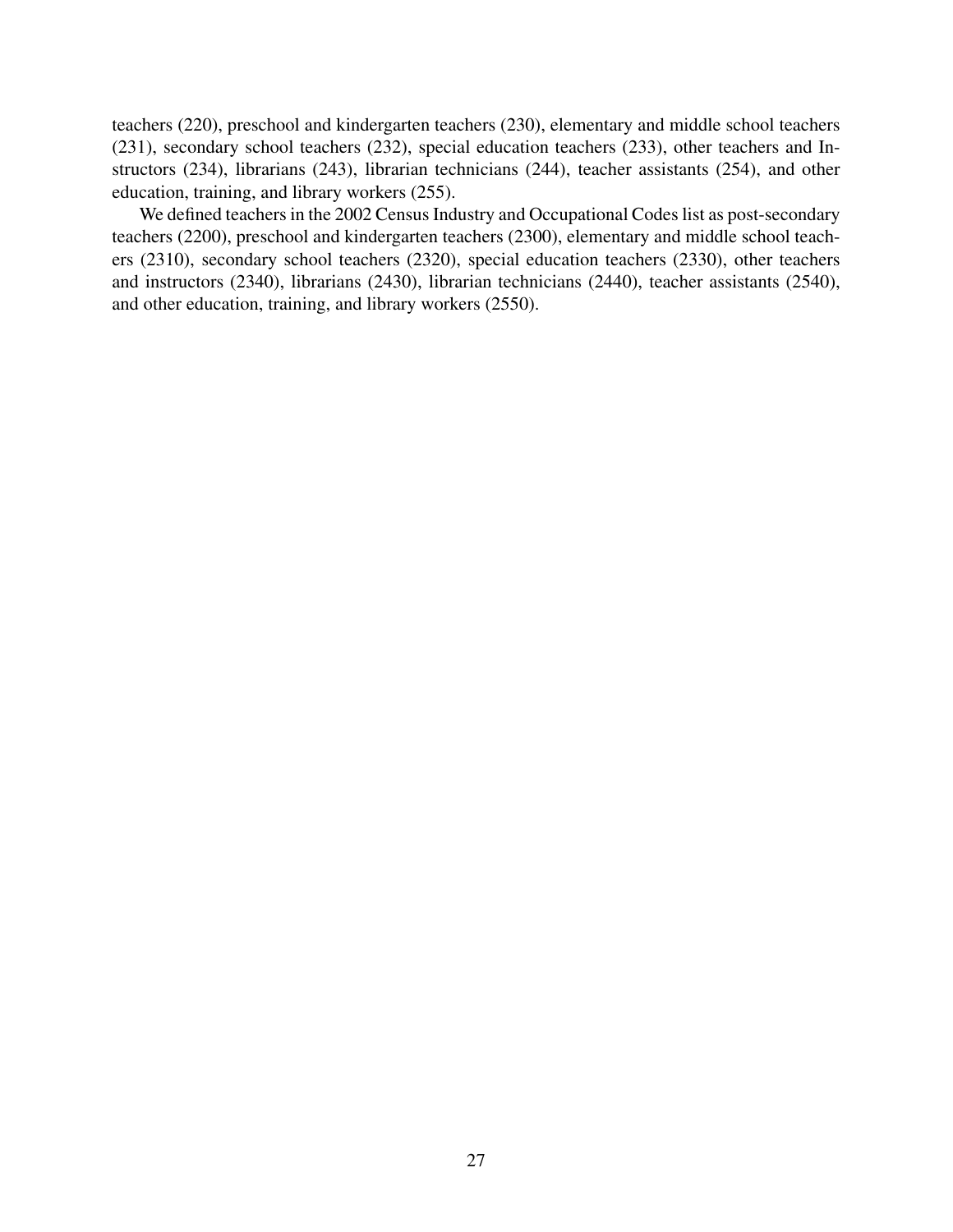teachers (220), preschool and kindergarten teachers (230), elementary and middle school teachers (231), secondary school teachers (232), special education teachers (233), other teachers and Instructors (234), librarians (243), librarian technicians (244), teacher assistants (254), and other education, training, and library workers (255).

We defined teachers in the 2002 Census Industry and Occupational Codes list as post-secondary teachers (2200), preschool and kindergarten teachers (2300), elementary and middle school teachers (2310), secondary school teachers (2320), special education teachers (2330), other teachers and instructors (2340), librarians (2430), librarian technicians (2440), teacher assistants (2540), and other education, training, and library workers (2550).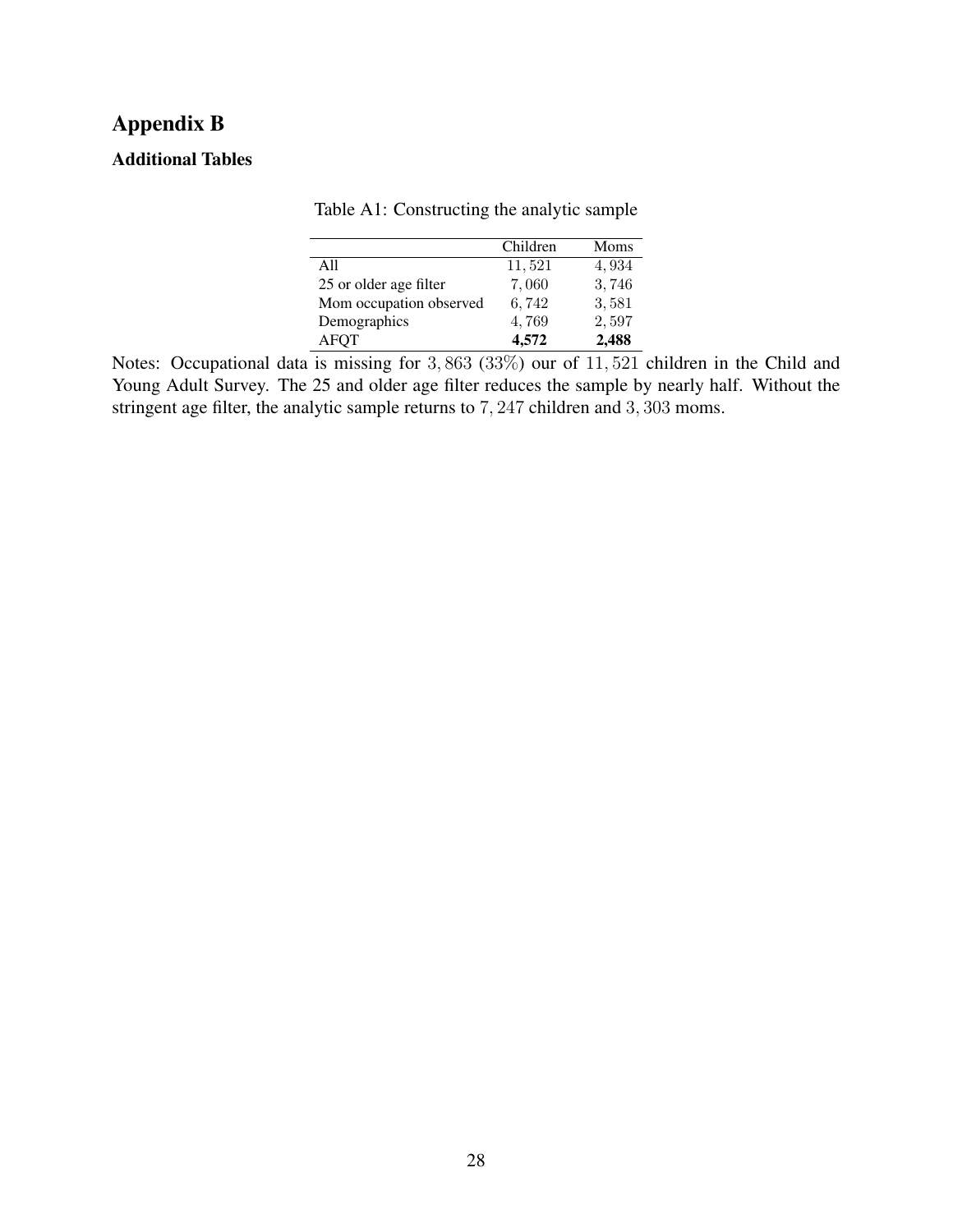# Appendix B

### Additional Tables

Table A1: Constructing the analytic sample

| | Children | Moms |
|---|---|---|
| All | $11,521$ | $4,934$ |
| 25 or older age filter | $7,060$ | $3,746$ |
| Mom occupation observed | $6,742$ | $3,581$ |
| Demographics | $4,769$ | $2,597$ |
| AFQT | **4,572** | **2,488** |

Notes: Occupational data is missing for $3,863$ ($33\%$) our of $11,521$ children in the Child and Young Adult Survey. The 25 and older age filter reduces the sample by nearly half. Without the stringent age filter, the analytic sample returns to $7,247$ children and $3,303$ moms.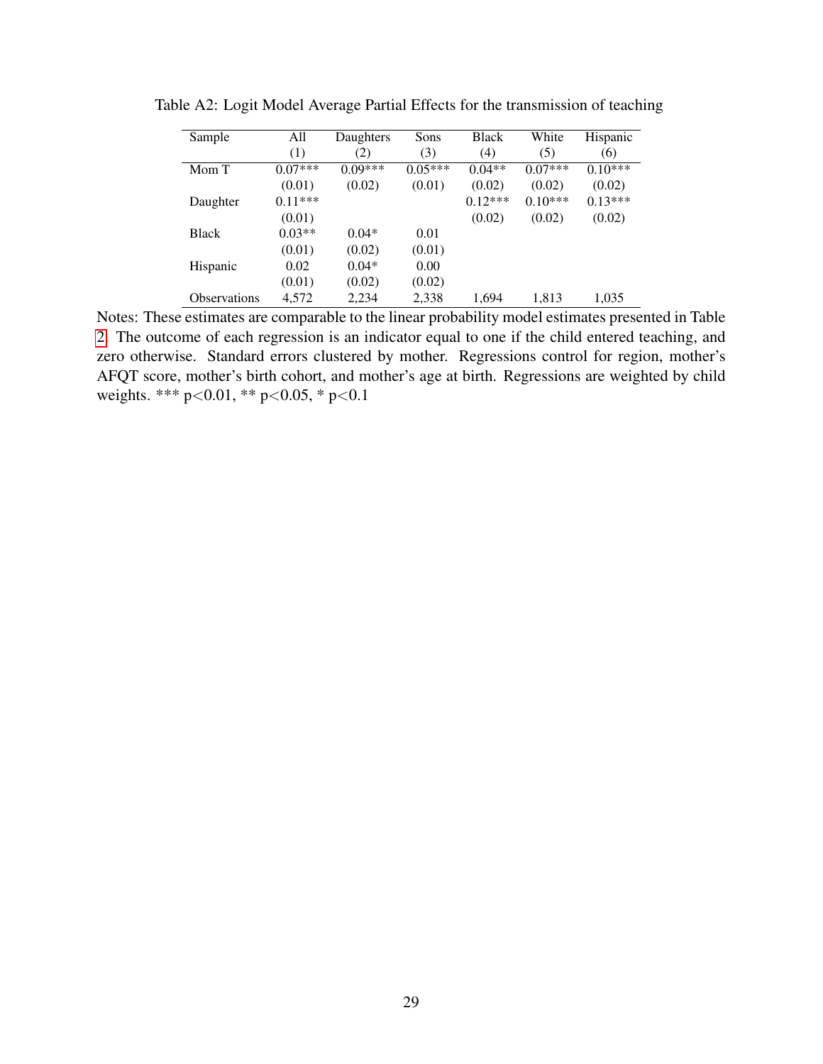Table A2: Logit Model Average Partial Effects for the transmission of teaching

| Sample | All | Daughters | Sons | Black | White | Hispanic |
|---|---|---|---|---|---|---|
| | (1) | (2) | (3) | (4) | (5) | (6) |
| Mom T | 0.07*** | 0.09*** | 0.05*** | 0.04** | 0.07*** | 0.10*** |
| | (0.01) | (0.02) | (0.01) | (0.02) | (0.02) | (0.02) |
| Daughter | 0.11*** | | | 0.12*** | 0.10*** | 0.13*** |
| | (0.01) | | | (0.02) | (0.02) | (0.02) |
| Black | 0.03** | 0.04* | 0.01 | | | |
| | (0.01) | (0.02) | (0.01) | | | |
| Hispanic | 0.02 | 0.04* | 0.00 | | | |
| | (0.01) | (0.02) | (0.02) | | | |
| Observations | 4,572 | 2,234 | 2,338 | 1,694 | 1,813 | 1,035 |

Notes: These estimates are comparable to the linear probability model estimates presented in Table 2. The outcome of each regression is an indicator equal to one if the child entered teaching, and zero otherwise. Standard errors clustered by mother. Regressions control for region, mother's AFQT score, mother's birth cohort, and mother's age at birth. Regressions are weighted by child weights. *** $p<0.01$, ** $p<0.05$, * $p<0.1$